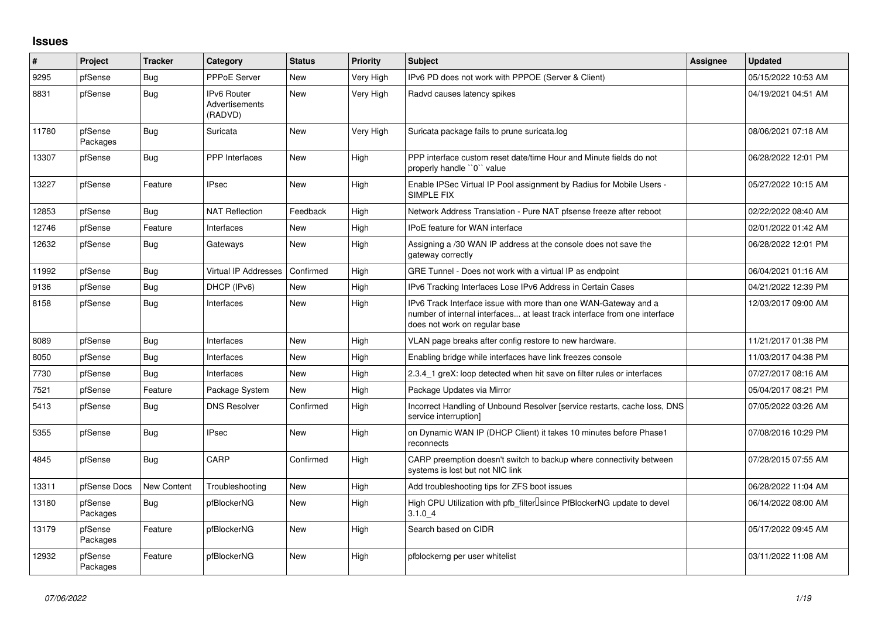# Issues

| # | Project | Tracker | Category | Status | Priority | Subject | Assignee | Updated |
|---|---|---|---|---|---|---|---|---|
| 9295 | pfSense | Bug | PPPoE Server | New | Very High | IPv6 PD does not work with PPPOE (Server & Client) | | 05/15/2022 10:53 AM |
| 8831 | pfSense | Bug | IPv6 Router Advertisements (RADVD) | New | Very High | Radvd causes latency spikes | | 04/19/2021 04:51 AM |
| 11780 | pfSense Packages | Bug | Suricata | New | Very High | Suricata package fails to prune suricata.log | | 08/06/2021 07:18 AM |
| 13307 | pfSense | Bug | PPP Interfaces | New | High | PPP interface custom reset date/time Hour and Minute fields do not properly handle ``0`` value | | 06/28/2022 12:01 PM |
| 13227 | pfSense | Feature | IPsec | New | High | Enable IPSec Virtual IP Pool assignment by Radius for Mobile Users - SIMPLE FIX | | 05/27/2022 10:15 AM |
| 12853 | pfSense | Bug | NAT Reflection | Feedback | High | Network Address Translation - Pure NAT pfsense freeze after reboot | | 02/22/2022 08:40 AM |
| 12746 | pfSense | Feature | Interfaces | New | High | IPoE feature for WAN interface | | 02/01/2022 01:42 AM |
| 12632 | pfSense | Bug | Gateways | New | High | Assigning a /30 WAN IP address at the console does not save the gateway correctly | | 06/28/2022 12:01 PM |
| 11992 | pfSense | Bug | Virtual IP Addresses | Confirmed | High | GRE Tunnel - Does not work with a virtual IP as endpoint | | 06/04/2021 01:16 AM |
| 9136 | pfSense | Bug | DHCP (IPv6) | New | High | IPv6 Tracking Interfaces Lose IPv6 Address in Certain Cases | | 04/21/2022 12:39 PM |
| 8158 | pfSense | Bug | Interfaces | New | High | IPv6 Track Interface issue with more than one WAN-Gateway and a number of internal interfaces... at least track interface from one interface does not work on regular base | | 12/03/2017 09:00 AM |
| 8089 | pfSense | Bug | Interfaces | New | High | VLAN page breaks after config restore to new hardware. | | 11/21/2017 01:38 PM |
| 8050 | pfSense | Bug | Interfaces | New | High | Enabling bridge while interfaces have link freezes console | | 11/03/2017 04:38 PM |
| 7730 | pfSense | Bug | Interfaces | New | High | 2.3.4_1 greX: loop detected when hit save on filter rules or interfaces | | 07/27/2017 08:16 AM |
| 7521 | pfSense | Feature | Package System | New | High | Package Updates via Mirror | | 05/04/2017 08:21 PM |
| 5413 | pfSense | Bug | DNS Resolver | Confirmed | High | Incorrect Handling of Unbound Resolver [service restarts, cache loss, DNS service interruption] | | 07/05/2022 03:26 AM |
| 5355 | pfSense | Bug | IPsec | New | High | on Dynamic WAN IP (DHCP Client) it takes 10 minutes before Phase1 reconnects | | 07/08/2016 10:29 PM |
| 4845 | pfSense | Bug | CARP | Confirmed | High | CARP preemption doesn't switch to backup where connectivity between systems is lost but not NIC link | | 07/28/2015 07:55 AM |
| 13311 | pfSense Docs | New Content | Troubleshooting | New | High | Add troubleshooting tips for ZFS boot issues | | 06/28/2022 11:04 AM |
| 13180 | pfSense Packages | Bug | pfBlockerNG | New | High | High CPU Utilization with pfb_filter since PfBlockerNG update to devel 3.1.0_4 | | 06/14/2022 08:00 AM |
| 13179 | pfSense Packages | Feature | pfBlockerNG | New | High | Search based on CIDR | | 05/17/2022 09:45 AM |
| 12932 | pfSense Packages | Feature | pfBlockerNG | New | High | pfblockerng per user whitelist | | 03/11/2022 11:08 AM |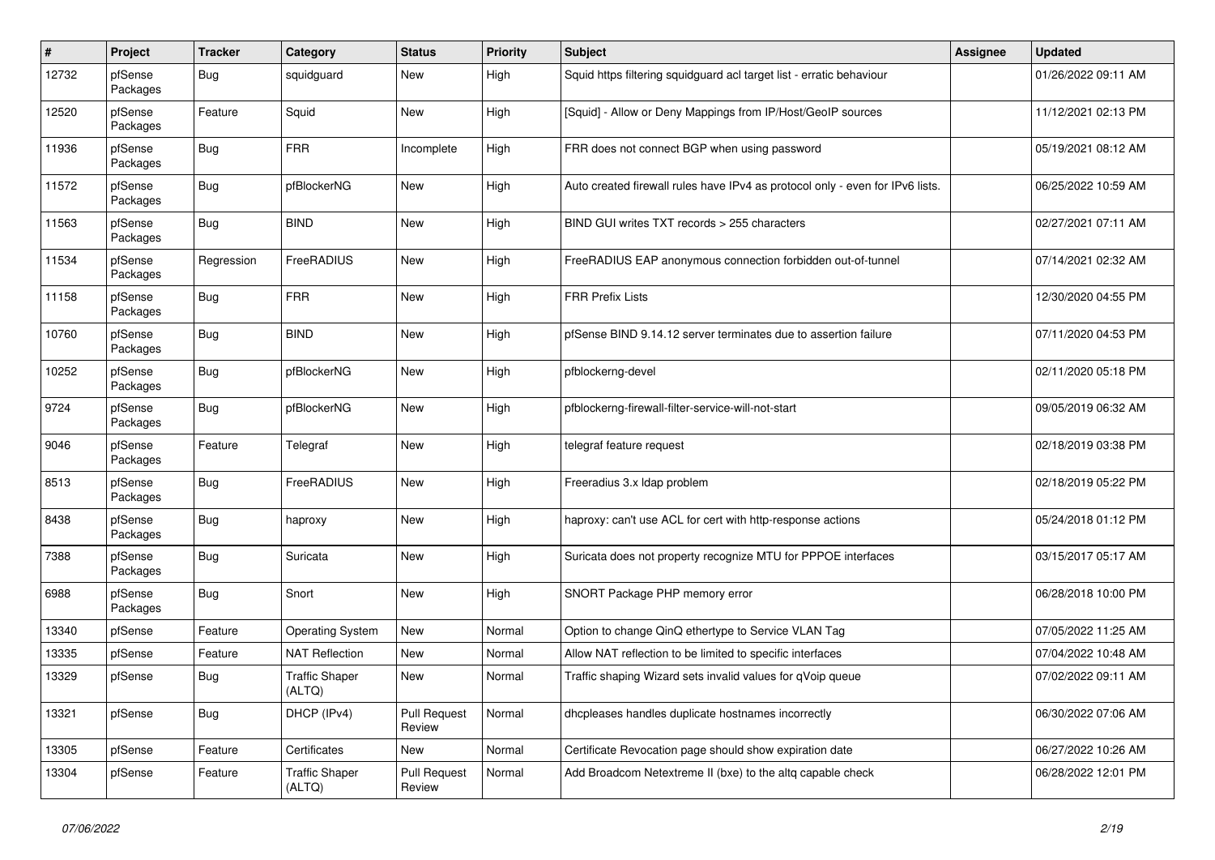| # | Project | Tracker | Category | Status | Priority | Subject | Assignee | Updated |
|---|---|---|---|---|---|---|---|---|
| 12732 | pfSense Packages | Bug | squidguard | New | High | Squid https filtering squidguard acl target list - erratic behaviour | | 01/26/2022 09:11 AM |
| 12520 | pfSense Packages | Feature | Squid | New | High | [Squid] - Allow or Deny Mappings from IP/Host/GeoIP sources | | 11/12/2021 02:13 PM |
| 11936 | pfSense Packages | Bug | FRR | Incomplete | High | FRR does not connect BGP when using password | | 05/19/2021 08:12 AM |
| 11572 | pfSense Packages | Bug | pfBlockerNG | New | High | Auto created firewall rules have IPv4 as protocol only - even for IPv6 lists. | | 06/25/2022 10:59 AM |
| 11563 | pfSense Packages | Bug | BIND | New | High | BIND GUI writes TXT records > 255 characters | | 02/27/2021 07:11 AM |
| 11534 | pfSense Packages | Regression | FreeRADIUS | New | High | FreeRADIUS EAP anonymous connection forbidden out-of-tunnel | | 07/14/2021 02:32 AM |
| 11158 | pfSense Packages | Bug | FRR | New | High | FRR Prefix Lists | | 12/30/2020 04:55 PM |
| 10760 | pfSense Packages | Bug | BIND | New | High | pfSense BIND 9.14.12 server terminates due to assertion failure | | 07/11/2020 04:53 PM |
| 10252 | pfSense Packages | Bug | pfBlockerNG | New | High | pfblockerng-devel | | 02/11/2020 05:18 PM |
| 9724 | pfSense Packages | Bug | pfBlockerNG | New | High | pfblockerng-firewall-filter-service-will-not-start | | 09/05/2019 06:32 AM |
| 9046 | pfSense Packages | Feature | Telegraf | New | High | telegraf feature request | | 02/18/2019 03:38 PM |
| 8513 | pfSense Packages | Bug | FreeRADIUS | New | High | Freeradius 3.x ldap problem | | 02/18/2019 05:22 PM |
| 8438 | pfSense Packages | Bug | haproxy | New | High | haproxy: can't use ACL for cert with http-response actions | | 05/24/2018 01:12 PM |
| 7388 | pfSense Packages | Bug | Suricata | New | High | Suricata does not property recognize MTU for PPPOE interfaces | | 03/15/2017 05:17 AM |
| 6988 | pfSense Packages | Bug | Snort | New | High | SNORT Package PHP memory error | | 06/28/2018 10:00 PM |
| 13340 | pfSense | Feature | Operating System | New | Normal | Option to change QinQ ethertype to Service VLAN Tag | | 07/05/2022 11:25 AM |
| 13335 | pfSense | Feature | NAT Reflection | New | Normal | Allow NAT reflection to be limited to specific interfaces | | 07/04/2022 10:48 AM |
| 13329 | pfSense | Bug | Traffic Shaper (ALTQ) | New | Normal | Traffic shaping Wizard sets invalid values for qVoip queue | | 07/02/2022 09:11 AM |
| 13321 | pfSense | Bug | DHCP (IPv4) | Pull Request Review | Normal | dhcpleases handles duplicate hostnames incorrectly | | 06/30/2022 07:06 AM |
| 13305 | pfSense | Feature | Certificates | New | Normal | Certificate Revocation page should show expiration date | | 06/27/2022 10:26 AM |
| 13304 | pfSense | Feature | Traffic Shaper (ALTQ) | Pull Request Review | Normal | Add Broadcom Netextreme II (bxe) to the altq capable check | | 06/28/2022 12:01 PM |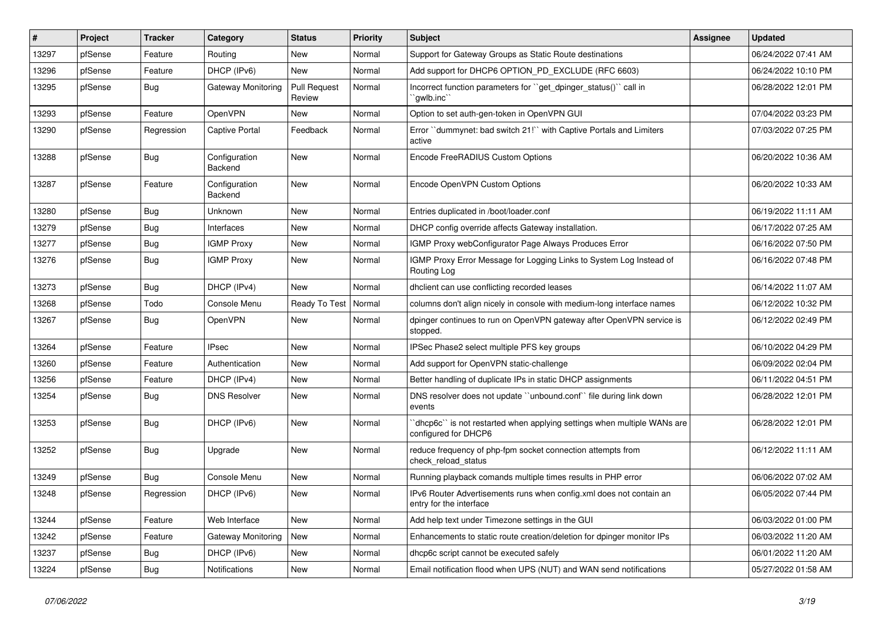| # | Project | Tracker | Category | Status | Priority | Subject | Assignee | Updated |
|---|---|---|---|---|---|---|---|---|
| 13297 | pfSense | Feature | Routing | New | Normal | Support for Gateway Groups as Static Route destinations | | 06/24/2022 07:41 AM |
| 13296 | pfSense | Feature | DHCP (IPv6) | New | Normal | Add support for DHCP6 OPTION_PD_EXCLUDE (RFC 6603) | | 06/24/2022 10:10 PM |
| 13295 | pfSense | Bug | Gateway Monitoring | Pull Request Review | Normal | Incorrect function parameters for ``get_dpinger_status()`` call in ``gwlb.inc`` | | 06/28/2022 12:01 PM |
| 13293 | pfSense | Feature | OpenVPN | New | Normal | Option to set auth-gen-token in OpenVPN GUI | | 07/04/2022 03:23 PM |
| 13290 | pfSense | Regression | Captive Portal | Feedback | Normal | Error ``dummynet: bad switch 21!`` with Captive Portals and Limiters active | | 07/03/2022 07:25 PM |
| 13288 | pfSense | Bug | Configuration Backend | New | Normal | Encode FreeRADIUS Custom Options | | 06/20/2022 10:36 AM |
| 13287 | pfSense | Feature | Configuration Backend | New | Normal | Encode OpenVPN Custom Options | | 06/20/2022 10:33 AM |
| 13280 | pfSense | Bug | Unknown | New | Normal | Entries duplicated in /boot/loader.conf | | 06/19/2022 11:11 AM |
| 13279 | pfSense | Bug | Interfaces | New | Normal | DHCP config override affects Gateway installation. | | 06/17/2022 07:25 AM |
| 13277 | pfSense | Bug | IGMP Proxy | New | Normal | IGMP Proxy webConfigurator Page Always Produces Error | | 06/16/2022 07:50 PM |
| 13276 | pfSense | Bug | IGMP Proxy | New | Normal | IGMP Proxy Error Message for Logging Links to System Log Instead of Routing Log | | 06/16/2022 07:48 PM |
| 13273 | pfSense | Bug | DHCP (IPv4) | New | Normal | dhclient can use conflicting recorded leases | | 06/14/2022 11:07 AM |
| 13268 | pfSense | Todo | Console Menu | Ready To Test | Normal | columns don't align nicely in console with medium-long interface names | | 06/12/2022 10:32 PM |
| 13267 | pfSense | Bug | OpenVPN | New | Normal | dpinger continues to run on OpenVPN gateway after OpenVPN service is stopped. | | 06/12/2022 02:49 PM |
| 13264 | pfSense | Feature | IPsec | New | Normal | IPSec Phase2 select multiple PFS key groups | | 06/10/2022 04:29 PM |
| 13260 | pfSense | Feature | Authentication | New | Normal | Add support for OpenVPN static-challenge | | 06/09/2022 02:04 PM |
| 13256 | pfSense | Feature | DHCP (IPv4) | New | Normal | Better handling of duplicate IPs in static DHCP assignments | | 06/11/2022 04:51 PM |
| 13254 | pfSense | Bug | DNS Resolver | New | Normal | DNS resolver does not update ``unbound.conf`` file during link down events | | 06/28/2022 12:01 PM |
| 13253 | pfSense | Bug | DHCP (IPv6) | New | Normal | ``dhcp6c`` is not restarted when applying settings when multiple WANs are configured for DHCP6 | | 06/28/2022 12:01 PM |
| 13252 | pfSense | Bug | Upgrade | New | Normal | reduce frequency of php-fpm socket connection attempts from check_reload_status | | 06/12/2022 11:11 AM |
| 13249 | pfSense | Bug | Console Menu | New | Normal | Running playback comands multiple times results in PHP error | | 06/06/2022 07:02 AM |
| 13248 | pfSense | Regression | DHCP (IPv6) | New | Normal | IPv6 Router Advertisements runs when config.xml does not contain an entry for the interface | | 06/05/2022 07:44 PM |
| 13244 | pfSense | Feature | Web Interface | New | Normal | Add help text under Timezone settings in the GUI | | 06/03/2022 01:00 PM |
| 13242 | pfSense | Feature | Gateway Monitoring | New | Normal | Enhancements to static route creation/deletion for dpinger monitor IPs | | 06/03/2022 11:20 AM |
| 13237 | pfSense | Bug | DHCP (IPv6) | New | Normal | dhcp6c script cannot be executed safely | | 06/01/2022 11:20 AM |
| 13224 | pfSense | Bug | Notifications | New | Normal | Email notification flood when UPS (NUT) and WAN send notifications | | 05/27/2022 01:58 AM |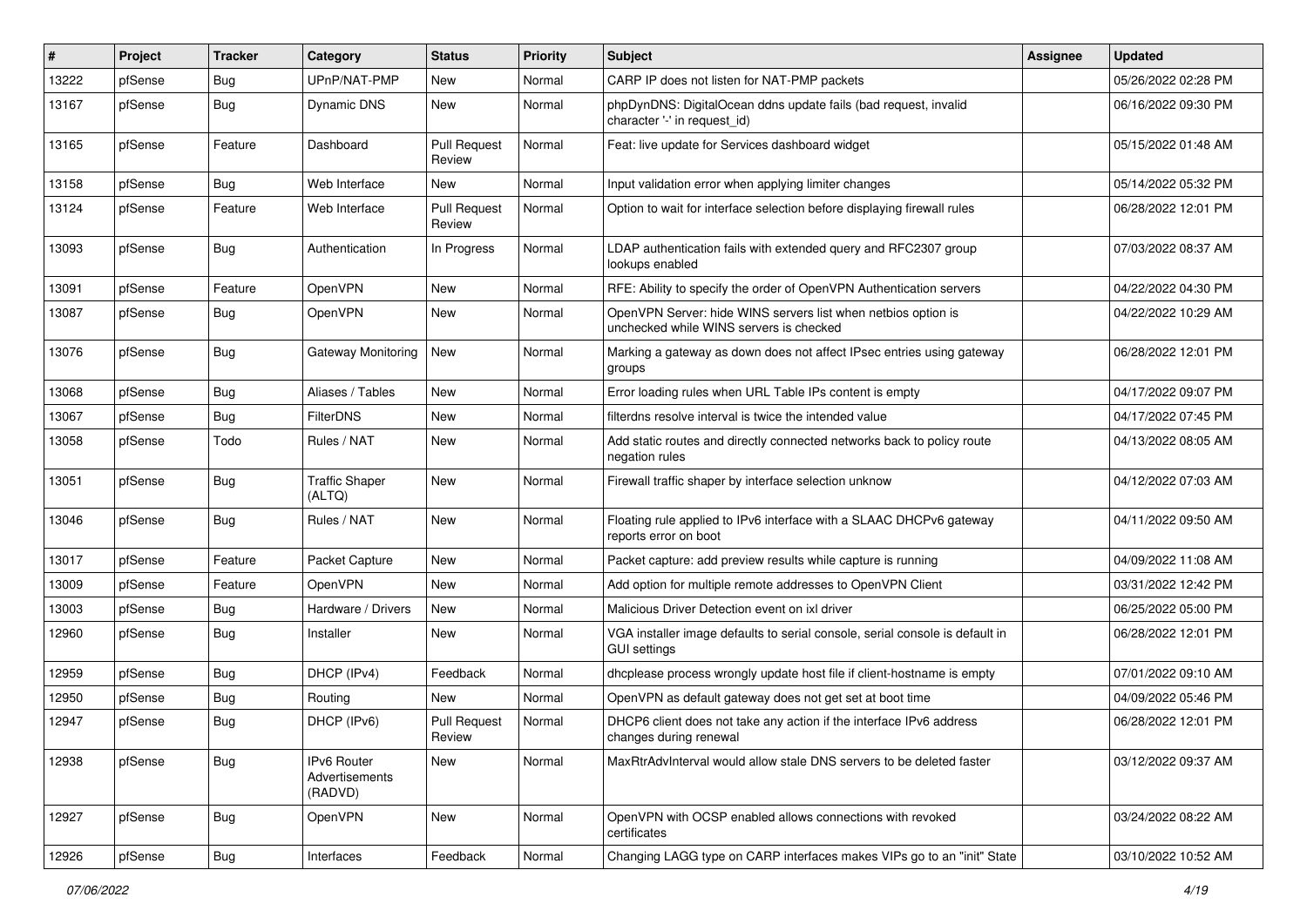| # | Project | Tracker | Category | Status | Priority | Subject | Assignee | Updated |
|---|---|---|---|---|---|---|---|---|
| 13222 | pfSense | Bug | UPnP/NAT-PMP | New | Normal | CARP IP does not listen for NAT-PMP packets | | 05/26/2022 02:28 PM |
| 13167 | pfSense | Bug | Dynamic DNS | New | Normal | phpDynDNS: DigitalOcean ddns update fails (bad request, invalid character '-' in request_id) | | 06/16/2022 09:30 PM |
| 13165 | pfSense | Feature | Dashboard | Pull Request Review | Normal | Feat: live update for Services dashboard widget | | 05/15/2022 01:48 AM |
| 13158 | pfSense | Bug | Web Interface | New | Normal | Input validation error when applying limiter changes | | 05/14/2022 05:32 PM |
| 13124 | pfSense | Feature | Web Interface | Pull Request Review | Normal | Option to wait for interface selection before displaying firewall rules | | 06/28/2022 12:01 PM |
| 13093 | pfSense | Bug | Authentication | In Progress | Normal | LDAP authentication fails with extended query and RFC2307 group lookups enabled | | 07/03/2022 08:37 AM |
| 13091 | pfSense | Feature | OpenVPN | New | Normal | RFE: Ability to specify the order of OpenVPN Authentication servers | | 04/22/2022 04:30 PM |
| 13087 | pfSense | Bug | OpenVPN | New | Normal | OpenVPN Server: hide WINS servers list when netbios option is unchecked while WINS servers is checked | | 04/22/2022 10:29 AM |
| 13076 | pfSense | Bug | Gateway Monitoring | New | Normal | Marking a gateway as down does not affect IPsec entries using gateway groups | | 06/28/2022 12:01 PM |
| 13068 | pfSense | Bug | Aliases / Tables | New | Normal | Error loading rules when URL Table IPs content is empty | | 04/17/2022 09:07 PM |
| 13067 | pfSense | Bug | FilterDNS | New | Normal | filterdns resolve interval is twice the intended value | | 04/17/2022 07:45 PM |
| 13058 | pfSense | Todo | Rules / NAT | New | Normal | Add static routes and directly connected networks back to policy route negation rules | | 04/13/2022 08:05 AM |
| 13051 | pfSense | Bug | Traffic Shaper (ALTQ) | New | Normal | Firewall traffic shaper by interface selection unknow | | 04/12/2022 07:03 AM |
| 13046 | pfSense | Bug | Rules / NAT | New | Normal | Floating rule applied to IPv6 interface with a SLAAC DHCPv6 gateway reports error on boot | | 04/11/2022 09:50 AM |
| 13017 | pfSense | Feature | Packet Capture | New | Normal | Packet capture: add preview results while capture is running | | 04/09/2022 11:08 AM |
| 13009 | pfSense | Feature | OpenVPN | New | Normal | Add option for multiple remote addresses to OpenVPN Client | | 03/31/2022 12:42 PM |
| 13003 | pfSense | Bug | Hardware / Drivers | New | Normal | Malicious Driver Detection event on ixl driver | | 06/25/2022 05:00 PM |
| 12960 | pfSense | Bug | Installer | New | Normal | VGA installer image defaults to serial console, serial console is default in GUI settings | | 06/28/2022 12:01 PM |
| 12959 | pfSense | Bug | DHCP (IPv4) | Feedback | Normal | dhcplease process wrongly update host file if client-hostname is empty | | 07/01/2022 09:10 AM |
| 12950 | pfSense | Bug | Routing | New | Normal | OpenVPN as default gateway does not get set at boot time | | 04/09/2022 05:46 PM |
| 12947 | pfSense | Bug | DHCP (IPv6) | Pull Request Review | Normal | DHCP6 client does not take any action if the interface IPv6 address changes during renewal | | 06/28/2022 12:01 PM |
| 12938 | pfSense | Bug | IPv6 Router Advertisements (RADVD) | New | Normal | MaxRtrAdvInterval would allow stale DNS servers to be deleted faster | | 03/12/2022 09:37 AM |
| 12927 | pfSense | Bug | OpenVPN | New | Normal | OpenVPN with OCSP enabled allows connections with revoked certificates | | 03/24/2022 08:22 AM |
| 12926 | pfSense | Bug | Interfaces | Feedback | Normal | Changing LAGG type on CARP interfaces makes VIPs go to an "init" State | | 03/10/2022 10:52 AM |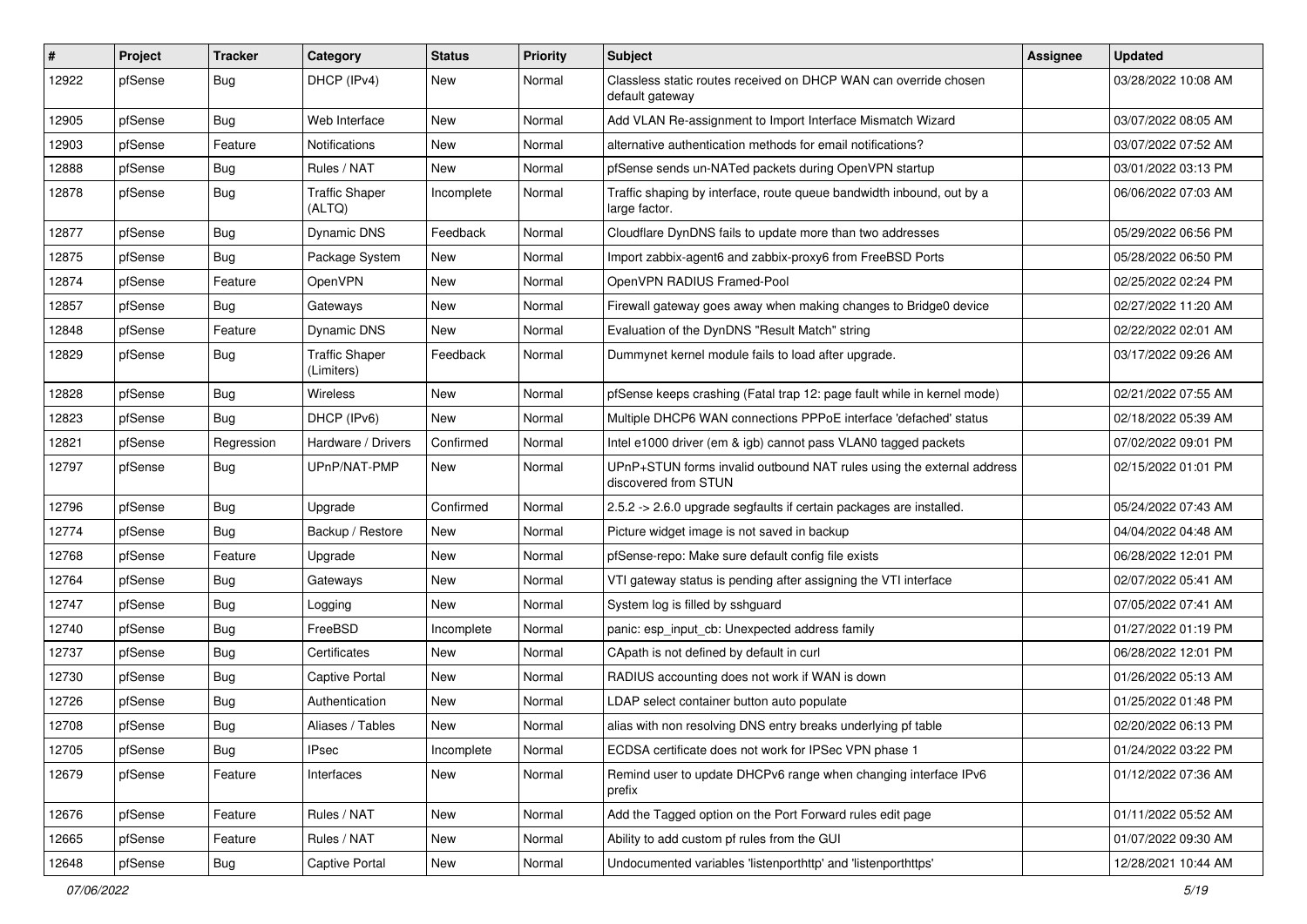| # | Project | Tracker | Category | Status | Priority | Subject | Assignee | Updated |
|---|---|---|---|---|---|---|---|---|
| 12922 | pfSense | Bug | DHCP (IPv4) | New | Normal | Classless static routes received on DHCP WAN can override chosen default gateway | | 03/28/2022 10:08 AM |
| 12905 | pfSense | Bug | Web Interface | New | Normal | Add VLAN Re-assignment to Import Interface Mismatch Wizard | | 03/07/2022 08:05 AM |
| 12903 | pfSense | Feature | Notifications | New | Normal | alternative authentication methods for email notifications? | | 03/07/2022 07:52 AM |
| 12888 | pfSense | Bug | Rules / NAT | New | Normal | pfSense sends un-NATed packets during OpenVPN startup | | 03/01/2022 03:13 PM |
| 12878 | pfSense | Bug | Traffic Shaper (ALTQ) | Incomplete | Normal | Traffic shaping by interface, route queue bandwidth inbound, out by a large factor. | | 06/06/2022 07:03 AM |
| 12877 | pfSense | Bug | Dynamic DNS | Feedback | Normal | Cloudflare DynDNS fails to update more than two addresses | | 05/29/2022 06:56 PM |
| 12875 | pfSense | Bug | Package System | New | Normal | Import zabbix-agent6 and zabbix-proxy6 from FreeBSD Ports | | 05/28/2022 06:50 PM |
| 12874 | pfSense | Feature | OpenVPN | New | Normal | OpenVPN RADIUS Framed-Pool | | 02/25/2022 02:24 PM |
| 12857 | pfSense | Bug | Gateways | New | Normal | Firewall gateway goes away when making changes to Bridge0 device | | 02/27/2022 11:20 AM |
| 12848 | pfSense | Feature | Dynamic DNS | New | Normal | Evaluation of the DynDNS "Result Match" string | | 02/22/2022 02:01 AM |
| 12829 | pfSense | Bug | Traffic Shaper (Limiters) | Feedback | Normal | Dummynet kernel module fails to load after upgrade. | | 03/17/2022 09:26 AM |
| 12828 | pfSense | Bug | Wireless | New | Normal | pfSense keeps crashing (Fatal trap 12: page fault while in kernel mode) | | 02/21/2022 07:55 AM |
| 12823 | pfSense | Bug | DHCP (IPv6) | New | Normal | Multiple DHCP6 WAN connections PPPoE interface 'defached' status | | 02/18/2022 05:39 AM |
| 12821 | pfSense | Regression | Hardware / Drivers | Confirmed | Normal | Intel e1000 driver (em & igb) cannot pass VLAN0 tagged packets | | 07/02/2022 09:01 PM |
| 12797 | pfSense | Bug | UPnP/NAT-PMP | New | Normal | UPnP+STUN forms invalid outbound NAT rules using the external address discovered from STUN | | 02/15/2022 01:01 PM |
| 12796 | pfSense | Bug | Upgrade | Confirmed | Normal | 2.5.2 -> 2.6.0 upgrade segfaults if certain packages are installed. | | 05/24/2022 07:43 AM |
| 12774 | pfSense | Bug | Backup / Restore | New | Normal | Picture widget image is not saved in backup | | 04/04/2022 04:48 AM |
| 12768 | pfSense | Feature | Upgrade | New | Normal | pfSense-repo: Make sure default config file exists | | 06/28/2022 12:01 PM |
| 12764 | pfSense | Bug | Gateways | New | Normal | VTI gateway status is pending after assigning the VTI interface | | 02/07/2022 05:41 AM |
| 12747 | pfSense | Bug | Logging | New | Normal | System log is filled by sshguard | | 07/05/2022 07:41 AM |
| 12740 | pfSense | Bug | FreeBSD | Incomplete | Normal | panic: esp_input_cb: Unexpected address family | | 01/27/2022 01:19 PM |
| 12737 | pfSense | Bug | Certificates | New | Normal | CApath is not defined by default in curl | | 06/28/2022 12:01 PM |
| 12730 | pfSense | Bug | Captive Portal | New | Normal | RADIUS accounting does not work if WAN is down | | 01/26/2022 05:13 AM |
| 12726 | pfSense | Bug | Authentication | New | Normal | LDAP select container button auto populate | | 01/25/2022 01:48 PM |
| 12708 | pfSense | Bug | Aliases / Tables | New | Normal | alias with non resolving DNS entry breaks underlying pf table | | 02/20/2022 06:13 PM |
| 12705 | pfSense | Bug | IPsec | Incomplete | Normal | ECDSA certificate does not work for IPSec VPN phase 1 | | 01/24/2022 03:22 PM |
| 12679 | pfSense | Feature | Interfaces | New | Normal | Remind user to update DHCPv6 range when changing interface IPv6 prefix | | 01/12/2022 07:36 AM |
| 12676 | pfSense | Feature | Rules / NAT | New | Normal | Add the Tagged option on the Port Forward rules edit page | | 01/11/2022 05:52 AM |
| 12665 | pfSense | Feature | Rules / NAT | New | Normal | Ability to add custom pf rules from the GUI | | 01/07/2022 09:30 AM |
| 12648 | pfSense | Bug | Captive Portal | New | Normal | Undocumented variables 'listenporthttp' and 'listenporthttps' | | 12/28/2021 10:44 AM |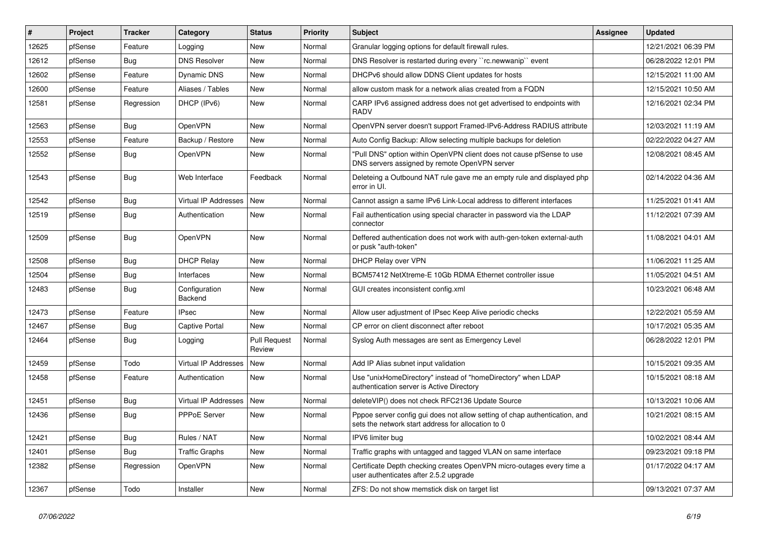| # | Project | Tracker | Category | Status | Priority | Subject | Assignee | Updated |
|---|---|---|---|---|---|---|---|---|
| 12625 | pfSense | Feature | Logging | New | Normal | Granular logging options for default firewall rules. | | 12/21/2021 06:39 PM |
| 12612 | pfSense | Bug | DNS Resolver | New | Normal | DNS Resolver is restarted during every ``rc.newwanip`` event | | 06/28/2022 12:01 PM |
| 12602 | pfSense | Feature | Dynamic DNS | New | Normal | DHCPv6 should allow DDNS Client updates for hosts | | 12/15/2021 11:00 AM |
| 12600 | pfSense | Feature | Aliases / Tables | New | Normal | allow custom mask for a network alias created from a FQDN | | 12/15/2021 10:50 AM |
| 12581 | pfSense | Regression | DHCP (IPv6) | New | Normal | CARP IPv6 assigned address does not get advertised to endpoints with RADV | | 12/16/2021 02:34 PM |
| 12563 | pfSense | Bug | OpenVPN | New | Normal | OpenVPN server doesn't support Framed-IPv6-Address RADIUS attribute | | 12/03/2021 11:19 AM |
| 12553 | pfSense | Feature | Backup / Restore | New | Normal | Auto Config Backup: Allow selecting multiple backups for deletion | | 02/22/2022 04:27 AM |
| 12552 | pfSense | Bug | OpenVPN | New | Normal | "Pull DNS" option within OpenVPN client does not cause pfSense to use DNS servers assigned by remote OpenVPN server | | 12/08/2021 08:45 AM |
| 12543 | pfSense | Bug | Web Interface | Feedback | Normal | Deleteing a Outbound NAT rule gave me an empty rule and displayed php error in UI. | | 02/14/2022 04:36 AM |
| 12542 | pfSense | Bug | Virtual IP Addresses | New | Normal | Cannot assign a same IPv6 Link-Local address to different interfaces | | 11/25/2021 01:41 AM |
| 12519 | pfSense | Bug | Authentication | New | Normal | Fail authentication using special character in password via the LDAP connector | | 11/12/2021 07:39 AM |
| 12509 | pfSense | Bug | OpenVPN | New | Normal | Deffered authentication does not work with auth-gen-token external-auth or pusk "auth-token" | | 11/08/2021 04:01 AM |
| 12508 | pfSense | Bug | DHCP Relay | New | Normal | DHCP Relay over VPN | | 11/06/2021 11:25 AM |
| 12504 | pfSense | Bug | Interfaces | New | Normal | BCM57412 NetXtreme-E 10Gb RDMA Ethernet controller issue | | 11/05/2021 04:51 AM |
| 12483 | pfSense | Bug | Configuration Backend | New | Normal | GUI creates inconsistent config.xml | | 10/23/2021 06:48 AM |
| 12473 | pfSense | Feature | IPsec | New | Normal | Allow user adjustment of IPsec Keep Alive periodic checks | | 12/22/2021 05:59 AM |
| 12467 | pfSense | Bug | Captive Portal | New | Normal | CP error on client disconnect after reboot | | 10/17/2021 05:35 AM |
| 12464 | pfSense | Bug | Logging | Pull Request Review | Normal | Syslog Auth messages are sent as Emergency Level | | 06/28/2022 12:01 PM |
| 12459 | pfSense | Todo | Virtual IP Addresses | New | Normal | Add IP Alias subnet input validation | | 10/15/2021 09:35 AM |
| 12458 | pfSense | Feature | Authentication | New | Normal | Use "unixHomeDirectory" instead of "homeDirectory" when LDAP authentication server is Active Directory | | 10/15/2021 08:18 AM |
| 12451 | pfSense | Bug | Virtual IP Addresses | New | Normal | deleteVIP() does not check RFC2136 Update Source | | 10/13/2021 10:06 AM |
| 12436 | pfSense | Bug | PPPoE Server | New | Normal | Pppoe server config gui does not allow setting of chap authentication, and sets the network start address for allocation to 0 | | 10/21/2021 08:15 AM |
| 12421 | pfSense | Bug | Rules / NAT | New | Normal | IPV6 limiter bug | | 10/02/2021 08:44 AM |
| 12401 | pfSense | Bug | Traffic Graphs | New | Normal | Traffic graphs with untagged and tagged VLAN on same interface | | 09/23/2021 09:18 PM |
| 12382 | pfSense | Regression | OpenVPN | New | Normal | Certificate Depth checking creates OpenVPN micro-outages every time a user authenticates after 2.5.2 upgrade | | 01/17/2022 04:17 AM |
| 12367 | pfSense | Todo | Installer | New | Normal | ZFS: Do not show memstick disk on target list | | 09/13/2021 07:37 AM |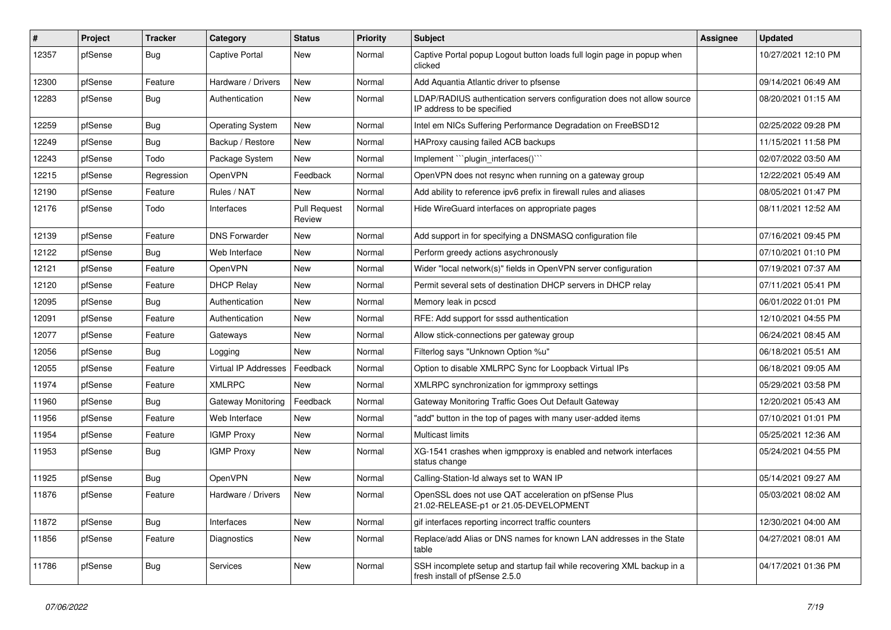| # | Project | Tracker | Category | Status | Priority | Subject | Assignee | Updated |
|---|---|---|---|---|---|---|---|---|
| 12357 | pfSense | Bug | Captive Portal | New | Normal | Captive Portal popup Logout button loads full login page in popup when clicked | | 10/27/2021 12:10 PM |
| 12300 | pfSense | Feature | Hardware / Drivers | New | Normal | Add Aquantia Atlantic driver to pfsense | | 09/14/2021 06:49 AM |
| 12283 | pfSense | Bug | Authentication | New | Normal | LDAP/RADIUS authentication servers configuration does not allow source IP address to be specified | | 08/20/2021 01:15 AM |
| 12259 | pfSense | Bug | Operating System | New | Normal | Intel em NICs Suffering Performance Degradation on FreeBSD12 | | 02/25/2022 09:28 PM |
| 12249 | pfSense | Bug | Backup / Restore | New | Normal | HAProxy causing failed ACB backups | | 11/15/2021 11:58 PM |
| 12243 | pfSense | Todo | Package System | New | Normal | Implement ```plugin_interfaces()``` | | 02/07/2022 03:50 AM |
| 12215 | pfSense | Regression | OpenVPN | Feedback | Normal | OpenVPN does not resync when running on a gateway group | | 12/22/2021 05:49 AM |
| 12190 | pfSense | Feature | Rules / NAT | New | Normal | Add ability to reference ipv6 prefix in firewall rules and aliases | | 08/05/2021 01:47 PM |
| 12176 | pfSense | Todo | Interfaces | Pull Request Review | Normal | Hide WireGuard interfaces on appropriate pages | | 08/11/2021 12:52 AM |
| 12139 | pfSense | Feature | DNS Forwarder | New | Normal | Add support in for specifying a DNSMASQ configuration file | | 07/16/2021 09:45 PM |
| 12122 | pfSense | Bug | Web Interface | New | Normal | Perform greedy actions asychronously | | 07/10/2021 01:10 PM |
| 12121 | pfSense | Feature | OpenVPN | New | Normal | Wider "local network(s)" fields in OpenVPN server configuration | | 07/19/2021 07:37 AM |
| 12120 | pfSense | Feature | DHCP Relay | New | Normal | Permit several sets of destination DHCP servers in DHCP relay | | 07/11/2021 05:41 PM |
| 12095 | pfSense | Bug | Authentication | New | Normal | Memory leak in pcscd | | 06/01/2022 01:01 PM |
| 12091 | pfSense | Feature | Authentication | New | Normal | RFE: Add support for sssd authentication | | 12/10/2021 04:55 PM |
| 12077 | pfSense | Feature | Gateways | New | Normal | Allow stick-connections per gateway group | | 06/24/2021 08:45 AM |
| 12056 | pfSense | Bug | Logging | New | Normal | Filterlog says "Unknown Option %u" | | 06/18/2021 05:51 AM |
| 12055 | pfSense | Feature | Virtual IP Addresses | Feedback | Normal | Option to disable XMLRPC Sync for Loopback Virtual IPs | | 06/18/2021 09:05 AM |
| 11974 | pfSense | Feature | XMLRPC | New | Normal | XMLRPC synchronization for igmmproxy settings | | 05/29/2021 03:58 PM |
| 11960 | pfSense | Bug | Gateway Monitoring | Feedback | Normal | Gateway Monitoring Traffic Goes Out Default Gateway | | 12/20/2021 05:43 AM |
| 11956 | pfSense | Feature | Web Interface | New | Normal | "add" button in the top of pages with many user-added items | | 07/10/2021 01:01 PM |
| 11954 | pfSense | Feature | IGMP Proxy | New | Normal | Multicast limits | | 05/25/2021 12:36 AM |
| 11953 | pfSense | Bug | IGMP Proxy | New | Normal | XG-1541 crashes when igmpproxy is enabled and network interfaces status change | | 05/24/2021 04:55 PM |
| 11925 | pfSense | Bug | OpenVPN | New | Normal | Calling-Station-Id always set to WAN IP | | 05/14/2021 09:27 AM |
| 11876 | pfSense | Feature | Hardware / Drivers | New | Normal | OpenSSL does not use QAT acceleration on pfSense Plus 21.02-RELEASE-p1 or 21.05-DEVELOPMENT | | 05/03/2021 08:02 AM |
| 11872 | pfSense | Bug | Interfaces | New | Normal | gif interfaces reporting incorrect traffic counters | | 12/30/2021 04:00 AM |
| 11856 | pfSense | Feature | Diagnostics | New | Normal | Replace/add Alias or DNS names for known LAN addresses in the State table | | 04/27/2021 08:01 AM |
| 11786 | pfSense | Bug | Services | New | Normal | SSH incomplete setup and startup fail while recovering XML backup in a fresh install of pfSense 2.5.0 | | 04/17/2021 01:36 PM |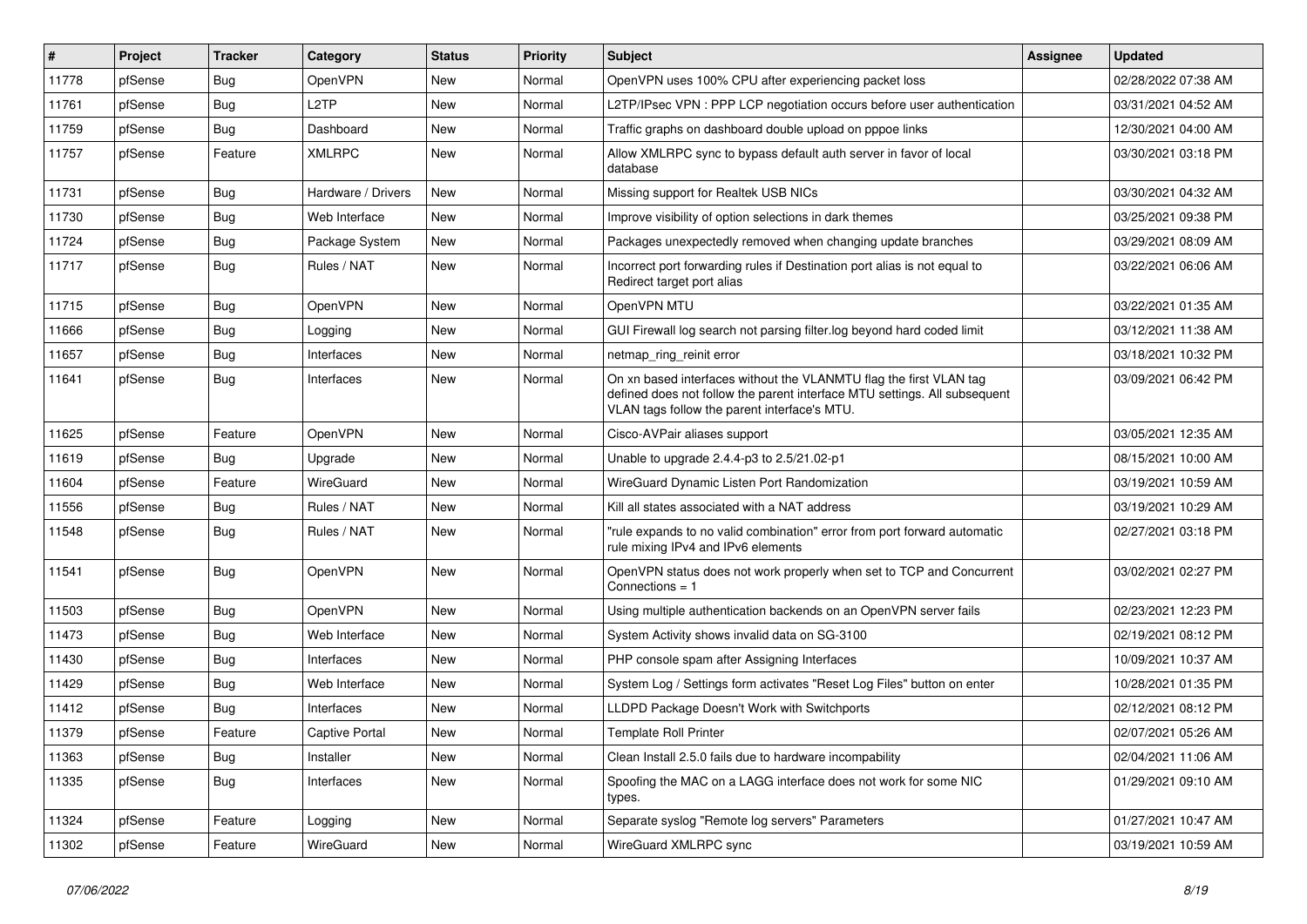| # | Project | Tracker | Category | Status | Priority | Subject | Assignee | Updated |
|---|---|---|---|---|---|---|---|---|
| 11778 | pfSense | Bug | OpenVPN | New | Normal | OpenVPN uses 100% CPU after experiencing packet loss | | 02/28/2022 07:38 AM |
| 11761 | pfSense | Bug | L2TP | New | Normal | L2TP/IPsec VPN : PPP LCP negotiation occurs before user authentication | | 03/31/2021 04:52 AM |
| 11759 | pfSense | Bug | Dashboard | New | Normal | Traffic graphs on dashboard double upload on pppoe links | | 12/30/2021 04:00 AM |
| 11757 | pfSense | Feature | XMLRPC | New | Normal | Allow XMLRPC sync to bypass default auth server in favor of local database | | 03/30/2021 03:18 PM |
| 11731 | pfSense | Bug | Hardware / Drivers | New | Normal | Missing support for Realtek USB NICs | | 03/30/2021 04:32 AM |
| 11730 | pfSense | Bug | Web Interface | New | Normal | Improve visibility of option selections in dark themes | | 03/25/2021 09:38 PM |
| 11724 | pfSense | Bug | Package System | New | Normal | Packages unexpectedly removed when changing update branches | | 03/29/2021 08:09 AM |
| 11717 | pfSense | Bug | Rules / NAT | New | Normal | Incorrect port forwarding rules if Destination port alias is not equal to Redirect target port alias | | 03/22/2021 06:06 AM |
| 11715 | pfSense | Bug | OpenVPN | New | Normal | OpenVPN MTU | | 03/22/2021 01:35 AM |
| 11666 | pfSense | Bug | Logging | New | Normal | GUI Firewall log search not parsing filter.log beyond hard coded limit | | 03/12/2021 11:38 AM |
| 11657 | pfSense | Bug | Interfaces | New | Normal | netmap_ring_reinit error | | 03/18/2021 10:32 PM |
| 11641 | pfSense | Bug | Interfaces | New | Normal | On xn based interfaces without the VLANMTU flag the first VLAN tag defined does not follow the parent interface MTU settings. All subsequent VLAN tags follow the parent interface's MTU. | | 03/09/2021 06:42 PM |
| 11625 | pfSense | Feature | OpenVPN | New | Normal | Cisco-AVPair aliases support | | 03/05/2021 12:35 AM |
| 11619 | pfSense | Bug | Upgrade | New | Normal | Unable to upgrade 2.4.4-p3 to 2.5/21.02-p1 | | 08/15/2021 10:00 AM |
| 11604 | pfSense | Feature | WireGuard | New | Normal | WireGuard Dynamic Listen Port Randomization | | 03/19/2021 10:59 AM |
| 11556 | pfSense | Bug | Rules / NAT | New | Normal | Kill all states associated with a NAT address | | 03/19/2021 10:29 AM |
| 11548 | pfSense | Bug | Rules / NAT | New | Normal | "rule expands to no valid combination" error from port forward automatic rule mixing IPv4 and IPv6 elements | | 02/27/2021 03:18 PM |
| 11541 | pfSense | Bug | OpenVPN | New | Normal | OpenVPN status does not work properly when set to TCP and Concurrent Connections = 1 | | 03/02/2021 02:27 PM |
| 11503 | pfSense | Bug | OpenVPN | New | Normal | Using multiple authentication backends on an OpenVPN server fails | | 02/23/2021 12:23 PM |
| 11473 | pfSense | Bug | Web Interface | New | Normal | System Activity shows invalid data on SG-3100 | | 02/19/2021 08:12 PM |
| 11430 | pfSense | Bug | Interfaces | New | Normal | PHP console spam after Assigning Interfaces | | 10/09/2021 10:37 AM |
| 11429 | pfSense | Bug | Web Interface | New | Normal | System Log / Settings form activates "Reset Log Files" button on enter | | 10/28/2021 01:35 PM |
| 11412 | pfSense | Bug | Interfaces | New | Normal | LLDPD Package Doesn't Work with Switchports | | 02/12/2021 08:12 PM |
| 11379 | pfSense | Feature | Captive Portal | New | Normal | Template Roll Printer | | 02/07/2021 05:26 AM |
| 11363 | pfSense | Bug | Installer | New | Normal | Clean Install 2.5.0 fails due to hardware incompability | | 02/04/2021 11:06 AM |
| 11335 | pfSense | Bug | Interfaces | New | Normal | Spoofing the MAC on a LAGG interface does not work for some NIC types. | | 01/29/2021 09:10 AM |
| 11324 | pfSense | Feature | Logging | New | Normal | Separate syslog "Remote log servers" Parameters | | 01/27/2021 10:47 AM |
| 11302 | pfSense | Feature | WireGuard | New | Normal | WireGuard XMLRPC sync | | 03/19/2021 10:59 AM |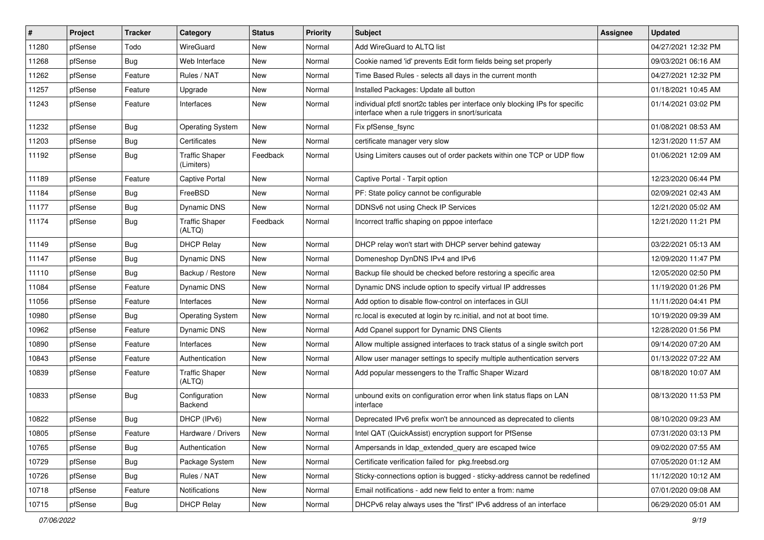| # | Project | Tracker | Category | Status | Priority | Subject | Assignee | Updated |
|---|---|---|---|---|---|---|---|---|
| 11280 | pfSense | Todo | WireGuard | New | Normal | Add WireGuard to ALTQ list | | 04/27/2021 12:32 PM |
| 11268 | pfSense | Bug | Web Interface | New | Normal | Cookie named 'id' prevents Edit form fields being set properly | | 09/03/2021 06:16 AM |
| 11262 | pfSense | Feature | Rules / NAT | New | Normal | Time Based Rules - selects all days in the current month | | 04/27/2021 12:32 PM |
| 11257 | pfSense | Feature | Upgrade | New | Normal | Installed Packages: Update all button | | 01/18/2021 10:45 AM |
| 11243 | pfSense | Feature | Interfaces | New | Normal | individual pfctl snort2c tables per interface only blocking IPs for specific interface when a rule triggers in snort/suricata | | 01/14/2021 03:02 PM |
| 11232 | pfSense | Bug | Operating System | New | Normal | Fix pfSense_fsync | | 01/08/2021 08:53 AM |
| 11203 | pfSense | Bug | Certificates | New | Normal | certificate manager very slow | | 12/31/2020 11:57 AM |
| 11192 | pfSense | Bug | Traffic Shaper (Limiters) | Feedback | Normal | Using Limiters causes out of order packets within one TCP or UDP flow | | 01/06/2021 12:09 AM |
| 11189 | pfSense | Feature | Captive Portal | New | Normal | Captive Portal - Tarpit option | | 12/23/2020 06:44 PM |
| 11184 | pfSense | Bug | FreeBSD | New | Normal | PF: State policy cannot be configurable | | 02/09/2021 02:43 AM |
| 11177 | pfSense | Bug | Dynamic DNS | New | Normal | DDNSv6 not using Check IP Services | | 12/21/2020 05:02 AM |
| 11174 | pfSense | Bug | Traffic Shaper (ALTQ) | Feedback | Normal | Incorrect traffic shaping on pppoe interface | | 12/21/2020 11:21 PM |
| 11149 | pfSense | Bug | DHCP Relay | New | Normal | DHCP relay won't start with DHCP server behind gateway | | 03/22/2021 05:13 AM |
| 11147 | pfSense | Bug | Dynamic DNS | New | Normal | Domeneshop DynDNS IPv4 and IPv6 | | 12/09/2020 11:47 PM |
| 11110 | pfSense | Bug | Backup / Restore | New | Normal | Backup file should be checked before restoring a specific area | | 12/05/2020 02:50 PM |
| 11084 | pfSense | Feature | Dynamic DNS | New | Normal | Dynamic DNS include option to specify virtual IP addresses | | 11/19/2020 01:26 PM |
| 11056 | pfSense | Feature | Interfaces | New | Normal | Add option to disable flow-control on interfaces in GUI | | 11/11/2020 04:41 PM |
| 10980 | pfSense | Bug | Operating System | New | Normal | rc.local is executed at login by rc.initial, and not at boot time. | | 10/19/2020 09:39 AM |
| 10962 | pfSense | Feature | Dynamic DNS | New | Normal | Add Cpanel support for Dynamic DNS Clients | | 12/28/2020 01:56 PM |
| 10890 | pfSense | Feature | Interfaces | New | Normal | Allow multiple assigned interfaces to track status of a single switch port | | 09/14/2020 07:20 AM |
| 10843 | pfSense | Feature | Authentication | New | Normal | Allow user manager settings to specify multiple authentication servers | | 01/13/2022 07:22 AM |
| 10839 | pfSense | Feature | Traffic Shaper (ALTQ) | New | Normal | Add popular messengers to the Traffic Shaper Wizard | | 08/18/2020 10:07 AM |
| 10833 | pfSense | Bug | Configuration Backend | New | Normal | unbound exits on configuration error when link status flaps on LAN interface | | 08/13/2020 11:53 PM |
| 10822 | pfSense | Bug | DHCP (IPv6) | New | Normal | Deprecated IPv6 prefix won't be announced as deprecated to clients | | 08/10/2020 09:23 AM |
| 10805 | pfSense | Feature | Hardware / Drivers | New | Normal | Intel QAT (QuickAssist) encryption support for PfSense | | 07/31/2020 03:13 PM |
| 10765 | pfSense | Bug | Authentication | New | Normal | Ampersands in ldap_extended_query are escaped twice | | 09/02/2020 07:55 AM |
| 10729 | pfSense | Bug | Package System | New | Normal | Certificate verification failed for pkg.freebsd.org | | 07/05/2020 01:12 AM |
| 10726 | pfSense | Bug | Rules / NAT | New | Normal | Sticky-connections option is bugged - sticky-address cannot be redefined | | 11/12/2020 10:12 AM |
| 10718 | pfSense | Feature | Notifications | New | Normal | Email notifications - add new field to enter a from: name | | 07/01/2020 09:08 AM |
| 10715 | pfSense | Bug | DHCP Relay | New | Normal | DHCPv6 relay always uses the "first" IPv6 address of an interface | | 06/29/2020 05:01 AM |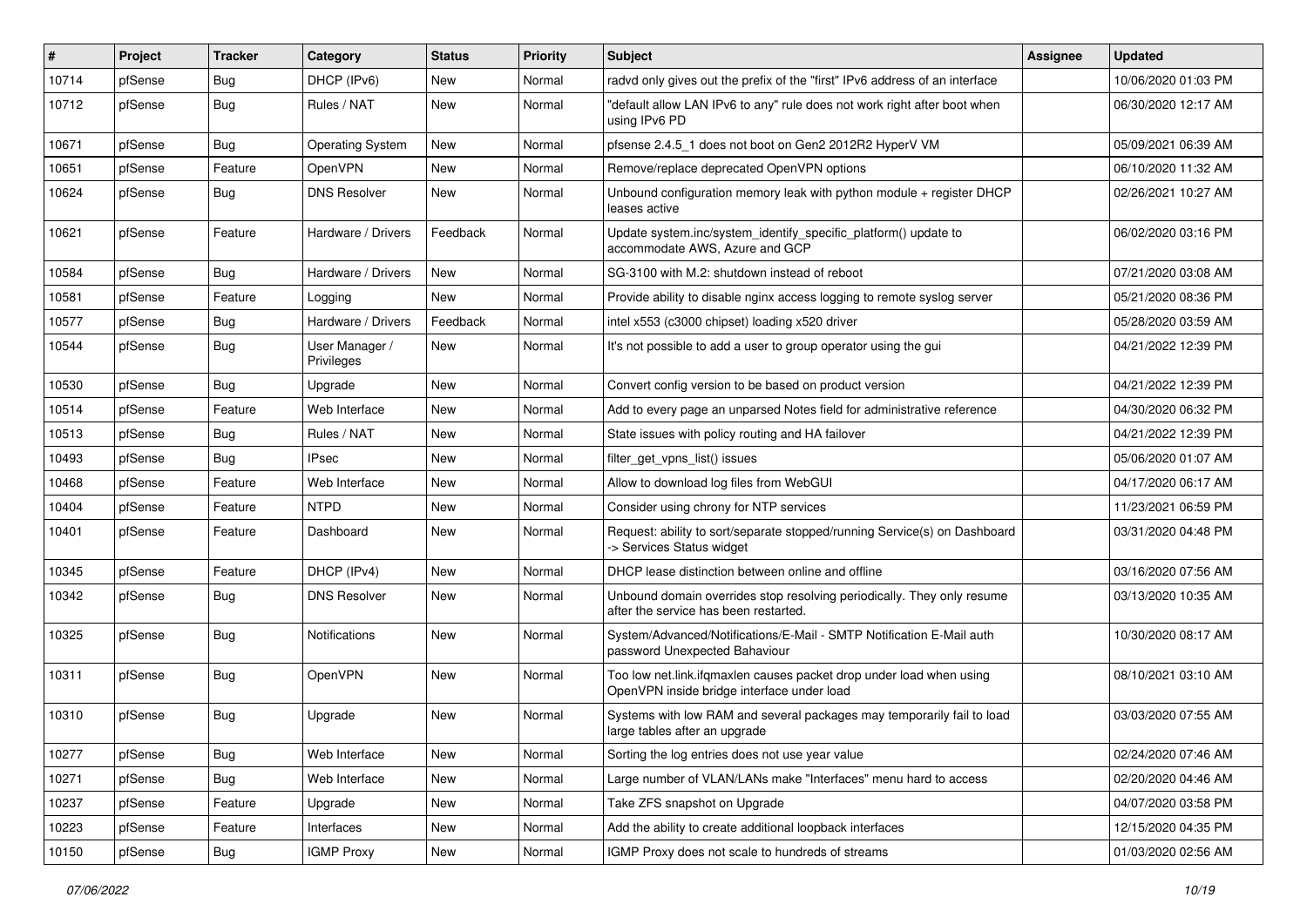| # | Project | Tracker | Category | Status | Priority | Subject | Assignee | Updated |
|---|---|---|---|---|---|---|---|---|
| 10714 | pfSense | Bug | DHCP (IPv6) | New | Normal | radvd only gives out the prefix of the "first" IPv6 address of an interface | | 10/06/2020 01:03 PM |
| 10712 | pfSense | Bug | Rules / NAT | New | Normal | "default allow LAN IPv6 to any" rule does not work right after boot when using IPv6 PD | | 06/30/2020 12:17 AM |
| 10671 | pfSense | Bug | Operating System | New | Normal | pfsense 2.4.5_1 does not boot on Gen2 2012R2 HyperV VM | | 05/09/2021 06:39 AM |
| 10651 | pfSense | Feature | OpenVPN | New | Normal | Remove/replace deprecated OpenVPN options | | 06/10/2020 11:32 AM |
| 10624 | pfSense | Bug | DNS Resolver | New | Normal | Unbound configuration memory leak with python module + register DHCP leases active | | 02/26/2021 10:27 AM |
| 10621 | pfSense | Feature | Hardware / Drivers | Feedback | Normal | Update system.inc/system_identify_specific_platform() update to accommodate AWS, Azure and GCP | | 06/02/2020 03:16 PM |
| 10584 | pfSense | Bug | Hardware / Drivers | New | Normal | SG-3100 with M.2: shutdown instead of reboot | | 07/21/2020 03:08 AM |
| 10581 | pfSense | Feature | Logging | New | Normal | Provide ability to disable nginx access logging to remote syslog server | | 05/21/2020 08:36 PM |
| 10577 | pfSense | Bug | Hardware / Drivers | Feedback | Normal | intel x553 (c3000 chipset) loading x520 driver | | 05/28/2020 03:59 AM |
| 10544 | pfSense | Bug | User Manager / Privileges | New | Normal | It's not possible to add a user to group operator using the gui | | 04/21/2022 12:39 PM |
| 10530 | pfSense | Bug | Upgrade | New | Normal | Convert config version to be based on product version | | 04/21/2022 12:39 PM |
| 10514 | pfSense | Feature | Web Interface | New | Normal | Add to every page an unparsed Notes field for administrative reference | | 04/30/2020 06:32 PM |
| 10513 | pfSense | Bug | Rules / NAT | New | Normal | State issues with policy routing and HA failover | | 04/21/2022 12:39 PM |
| 10493 | pfSense | Bug | IPsec | New | Normal | filter_get_vpns_list() issues | | 05/06/2020 01:07 AM |
| 10468 | pfSense | Feature | Web Interface | New | Normal | Allow to download log files from WebGUI | | 04/17/2020 06:17 AM |
| 10404 | pfSense | Feature | NTPD | New | Normal | Consider using chrony for NTP services | | 11/23/2021 06:59 PM |
| 10401 | pfSense | Feature | Dashboard | New | Normal | Request: ability to sort/separate stopped/running Service(s) on Dashboard -> Services Status widget | | 03/31/2020 04:48 PM |
| 10345 | pfSense | Feature | DHCP (IPv4) | New | Normal | DHCP lease distinction between online and offline | | 03/16/2020 07:56 AM |
| 10342 | pfSense | Bug | DNS Resolver | New | Normal | Unbound domain overrides stop resolving periodically. They only resume after the service has been restarted. | | 03/13/2020 10:35 AM |
| 10325 | pfSense | Bug | Notifications | New | Normal | System/Advanced/Notifications/E-Mail - SMTP Notification E-Mail auth password Unexpected Bahaviour | | 10/30/2020 08:17 AM |
| 10311 | pfSense | Bug | OpenVPN | New | Normal | Too low net.link.ifqmaxlen causes packet drop under load when using OpenVPN inside bridge interface under load | | 08/10/2021 03:10 AM |
| 10310 | pfSense | Bug | Upgrade | New | Normal | Systems with low RAM and several packages may temporarily fail to load large tables after an upgrade | | 03/03/2020 07:55 AM |
| 10277 | pfSense | Bug | Web Interface | New | Normal | Sorting the log entries does not use year value | | 02/24/2020 07:46 AM |
| 10271 | pfSense | Bug | Web Interface | New | Normal | Large number of VLAN/LANs make "Interfaces" menu hard to access | | 02/20/2020 04:46 AM |
| 10237 | pfSense | Feature | Upgrade | New | Normal | Take ZFS snapshot on Upgrade | | 04/07/2020 03:58 PM |
| 10223 | pfSense | Feature | Interfaces | New | Normal | Add the ability to create additional loopback interfaces | | 12/15/2020 04:35 PM |
| 10150 | pfSense | Bug | IGMP Proxy | New | Normal | IGMP Proxy does not scale to hundreds of streams | | 01/03/2020 02:56 AM |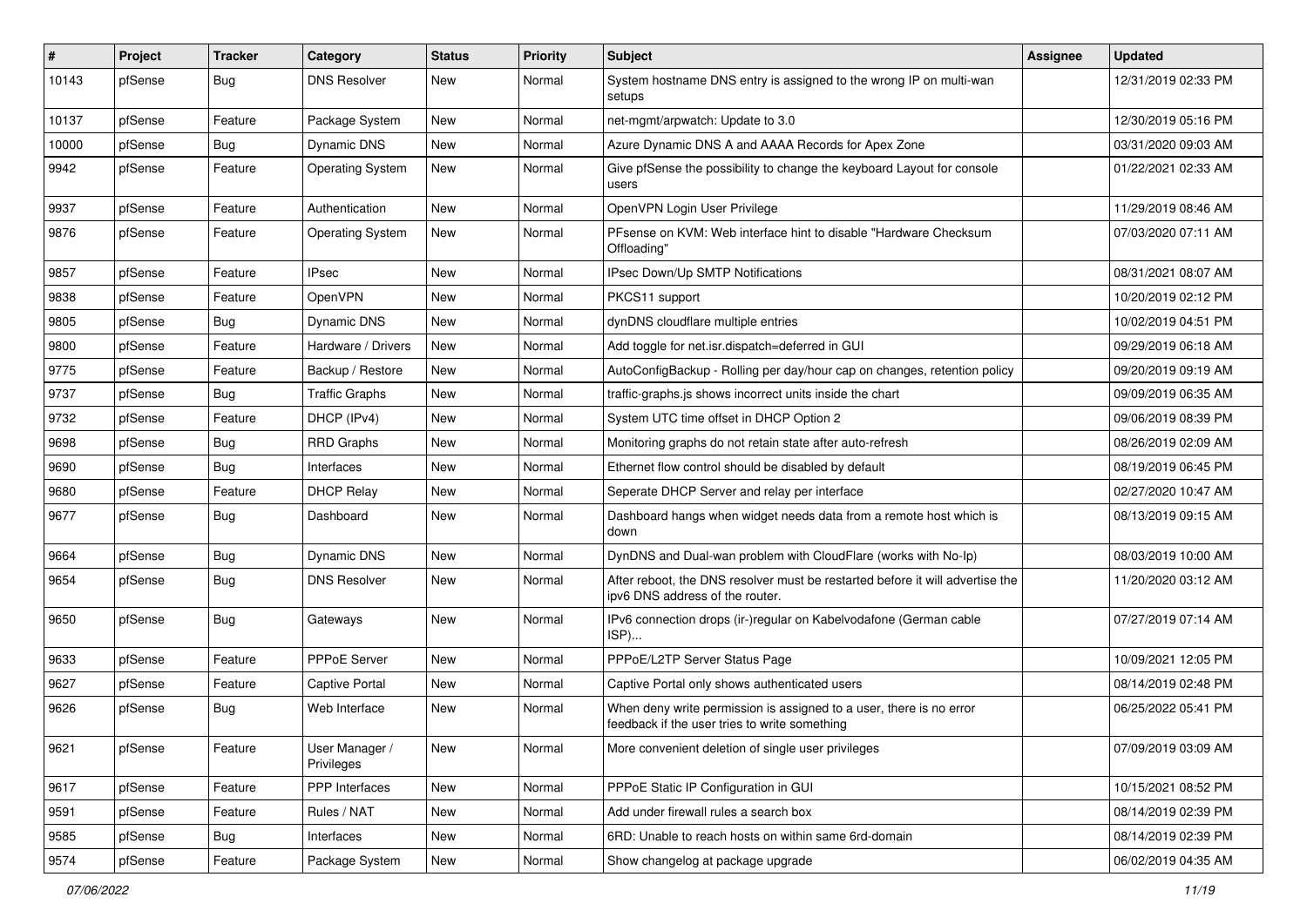| # | Project | Tracker | Category | Status | Priority | Subject | Assignee | Updated |
|---|---|---|---|---|---|---|---|---|
| 10143 | pfSense | Bug | DNS Resolver | New | Normal | System hostname DNS entry is assigned to the wrong IP on multi-wan setups | | 12/31/2019 02:33 PM |
| 10137 | pfSense | Feature | Package System | New | Normal | net-mgmt/arpwatch: Update to 3.0 | | 12/30/2019 05:16 PM |
| 10000 | pfSense | Bug | Dynamic DNS | New | Normal | Azure Dynamic DNS A and AAAA Records for Apex Zone | | 03/31/2020 09:03 AM |
| 9942 | pfSense | Feature | Operating System | New | Normal | Give pfSense the possibility to change the keyboard Layout for console users | | 01/22/2021 02:33 AM |
| 9937 | pfSense | Feature | Authentication | New | Normal | OpenVPN Login User Privilege | | 11/29/2019 08:46 AM |
| 9876 | pfSense | Feature | Operating System | New | Normal | PFsense on KVM: Web interface hint to disable "Hardware Checksum Offloading" | | 07/03/2020 07:11 AM |
| 9857 | pfSense | Feature | IPsec | New | Normal | IPsec Down/Up SMTP Notifications | | 08/31/2021 08:07 AM |
| 9838 | pfSense | Feature | OpenVPN | New | Normal | PKCS11 support | | 10/20/2019 02:12 PM |
| 9805 | pfSense | Bug | Dynamic DNS | New | Normal | dynDNS cloudflare multiple entries | | 10/02/2019 04:51 PM |
| 9800 | pfSense | Feature | Hardware / Drivers | New | Normal | Add toggle for net.isr.dispatch=deferred in GUI | | 09/29/2019 06:18 AM |
| 9775 | pfSense | Feature | Backup / Restore | New | Normal | AutoConfigBackup - Rolling per day/hour cap on changes, retention policy | | 09/20/2019 09:19 AM |
| 9737 | pfSense | Bug | Traffic Graphs | New | Normal | traffic-graphs.js shows incorrect units inside the chart | | 09/09/2019 06:35 AM |
| 9732 | pfSense | Feature | DHCP (IPv4) | New | Normal | System UTC time offset in DHCP Option 2 | | 09/06/2019 08:39 PM |
| 9698 | pfSense | Bug | RRD Graphs | New | Normal | Monitoring graphs do not retain state after auto-refresh | | 08/26/2019 02:09 AM |
| 9690 | pfSense | Bug | Interfaces | New | Normal | Ethernet flow control should be disabled by default | | 08/19/2019 06:45 PM |
| 9680 | pfSense | Feature | DHCP Relay | New | Normal | Seperate DHCP Server and relay per interface | | 02/27/2020 10:47 AM |
| 9677 | pfSense | Bug | Dashboard | New | Normal | Dashboard hangs when widget needs data from a remote host which is down | | 08/13/2019 09:15 AM |
| 9664 | pfSense | Bug | Dynamic DNS | New | Normal | DynDNS and Dual-wan problem with CloudFlare (works with No-Ip) | | 08/03/2019 10:00 AM |
| 9654 | pfSense | Bug | DNS Resolver | New | Normal | After reboot, the DNS resolver must be restarted before it will advertise the ipv6 DNS address of the router. | | 11/20/2020 03:12 AM |
| 9650 | pfSense | Bug | Gateways | New | Normal | IPv6 connection drops (ir-)regular on Kabelvodafone (German cable ISP)... | | 07/27/2019 07:14 AM |
| 9633 | pfSense | Feature | PPPoE Server | New | Normal | PPPoE/L2TP Server Status Page | | 10/09/2021 12:05 PM |
| 9627 | pfSense | Feature | Captive Portal | New | Normal | Captive Portal only shows authenticated users | | 08/14/2019 02:48 PM |
| 9626 | pfSense | Bug | Web Interface | New | Normal | When deny write permission is assigned to a user, there is no error feedback if the user tries to write something | | 06/25/2022 05:41 PM |
| 9621 | pfSense | Feature | User Manager / Privileges | New | Normal | More convenient deletion of single user privileges | | 07/09/2019 03:09 AM |
| 9617 | pfSense | Feature | PPP Interfaces | New | Normal | PPPoE Static IP Configuration in GUI | | 10/15/2021 08:52 PM |
| 9591 | pfSense | Feature | Rules / NAT | New | Normal | Add under firewall rules a search box | | 08/14/2019 02:39 PM |
| 9585 | pfSense | Bug | Interfaces | New | Normal | 6RD: Unable to reach hosts on within same 6rd-domain | | 08/14/2019 02:39 PM |
| 9574 | pfSense | Feature | Package System | New | Normal | Show changelog at package upgrade | | 06/02/2019 04:35 AM |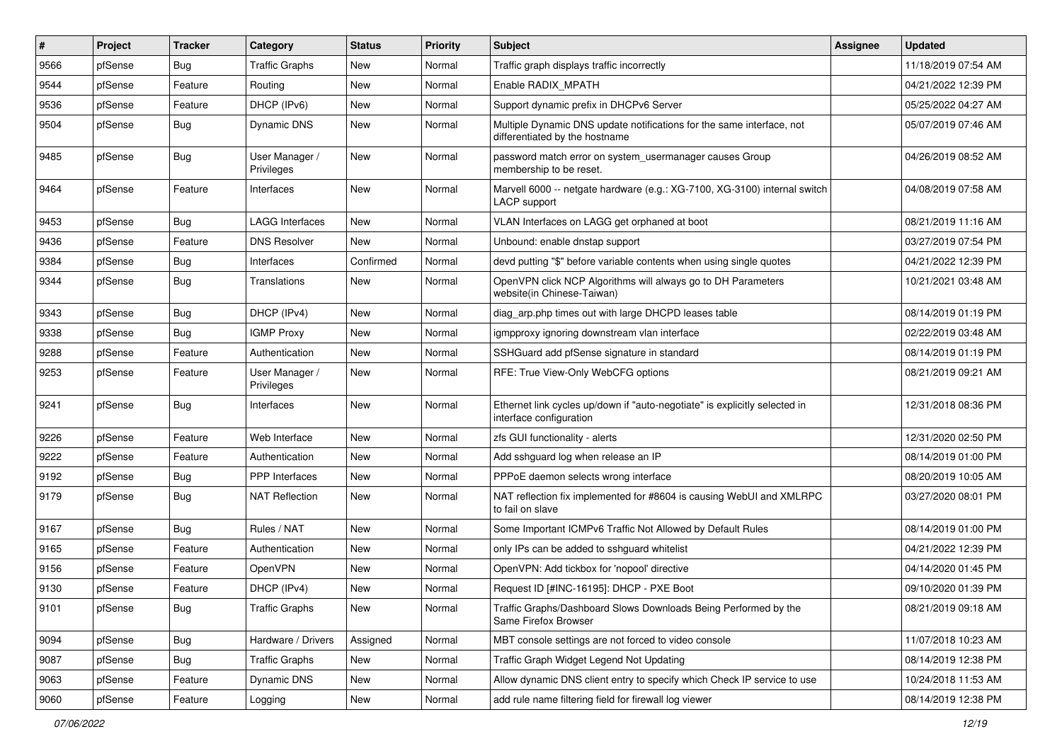| # | Project | Tracker | Category | Status | Priority | Subject | Assignee | Updated |
|---|---|---|---|---|---|---|---|---|
| 9566 | pfSense | Bug | Traffic Graphs | New | Normal | Traffic graph displays traffic incorrectly | | 11/18/2019 07:54 AM |
| 9544 | pfSense | Feature | Routing | New | Normal | Enable RADIX_MPATH | | 04/21/2022 12:39 PM |
| 9536 | pfSense | Feature | DHCP (IPv6) | New | Normal | Support dynamic prefix in DHCPv6 Server | | 05/25/2022 04:27 AM |
| 9504 | pfSense | Bug | Dynamic DNS | New | Normal | Multiple Dynamic DNS update notifications for the same interface, not differentiated by the hostname | | 05/07/2019 07:46 AM |
| 9485 | pfSense | Bug | User Manager / Privileges | New | Normal | password match error on system_usermanager causes Group membership to be reset. | | 04/26/2019 08:52 AM |
| 9464 | pfSense | Feature | Interfaces | New | Normal | Marvell 6000 -- netgate hardware (e.g.: XG-7100, XG-3100) internal switch LACP support | | 04/08/2019 07:58 AM |
| 9453 | pfSense | Bug | LAGG Interfaces | New | Normal | VLAN Interfaces on LAGG get orphaned at boot | | 08/21/2019 11:16 AM |
| 9436 | pfSense | Feature | DNS Resolver | New | Normal | Unbound: enable dnstap support | | 03/27/2019 07:54 PM |
| 9384 | pfSense | Bug | Interfaces | Confirmed | Normal | devd putting "$" before variable contents when using single quotes | | 04/21/2022 12:39 PM |
| 9344 | pfSense | Bug | Translations | New | Normal | OpenVPN click NCP Algorithms will always go to DH Parameters website(in Chinese-Taiwan) | | 10/21/2021 03:48 AM |
| 9343 | pfSense | Bug | DHCP (IPv4) | New | Normal | diag_arp.php times out with large DHCPD leases table | | 08/14/2019 01:19 PM |
| 9338 | pfSense | Bug | IGMP Proxy | New | Normal | igmpproxy ignoring downstream vlan interface | | 02/22/2019 03:48 AM |
| 9288 | pfSense | Feature | Authentication | New | Normal | SSHGuard add pfSense signature in standard | | 08/14/2019 01:19 PM |
| 9253 | pfSense | Feature | User Manager / Privileges | New | Normal | RFE: True View-Only WebCFG options | | 08/21/2019 09:21 AM |
| 9241 | pfSense | Bug | Interfaces | New | Normal | Ethernet link cycles up/down if "auto-negotiate" is explicitly selected in interface configuration | | 12/31/2018 08:36 PM |
| 9226 | pfSense | Feature | Web Interface | New | Normal | zfs GUI functionality - alerts | | 12/31/2020 02:50 PM |
| 9222 | pfSense | Feature | Authentication | New | Normal | Add sshguard log when release an IP | | 08/14/2019 01:00 PM |
| 9192 | pfSense | Bug | PPP Interfaces | New | Normal | PPPoE daemon selects wrong interface | | 08/20/2019 10:05 AM |
| 9179 | pfSense | Bug | NAT Reflection | New | Normal | NAT reflection fix implemented for #8604 is causing WebUI and XMLRPC to fail on slave | | 03/27/2020 08:01 PM |
| 9167 | pfSense | Bug | Rules / NAT | New | Normal | Some Important ICMPv6 Traffic Not Allowed by Default Rules | | 08/14/2019 01:00 PM |
| 9165 | pfSense | Feature | Authentication | New | Normal | only IPs can be added to sshguard whitelist | | 04/21/2022 12:39 PM |
| 9156 | pfSense | Feature | OpenVPN | New | Normal | OpenVPN: Add tickbox for 'nopool' directive | | 04/14/2020 01:45 PM |
| 9130 | pfSense | Feature | DHCP (IPv4) | New | Normal | Request ID [#INC-16195]: DHCP - PXE Boot | | 09/10/2020 01:39 PM |
| 9101 | pfSense | Bug | Traffic Graphs | New | Normal | Traffic Graphs/Dashboard Slows Downloads Being Performed by the Same Firefox Browser | | 08/21/2019 09:18 AM |
| 9094 | pfSense | Bug | Hardware / Drivers | Assigned | Normal | MBT console settings are not forced to video console | | 11/07/2018 10:23 AM |
| 9087 | pfSense | Bug | Traffic Graphs | New | Normal | Traffic Graph Widget Legend Not Updating | | 08/14/2019 12:38 PM |
| 9063 | pfSense | Feature | Dynamic DNS | New | Normal | Allow dynamic DNS client entry to specify which Check IP service to use | | 10/24/2018 11:53 AM |
| 9060 | pfSense | Feature | Logging | New | Normal | add rule name filtering field for firewall log viewer | | 08/14/2019 12:38 PM |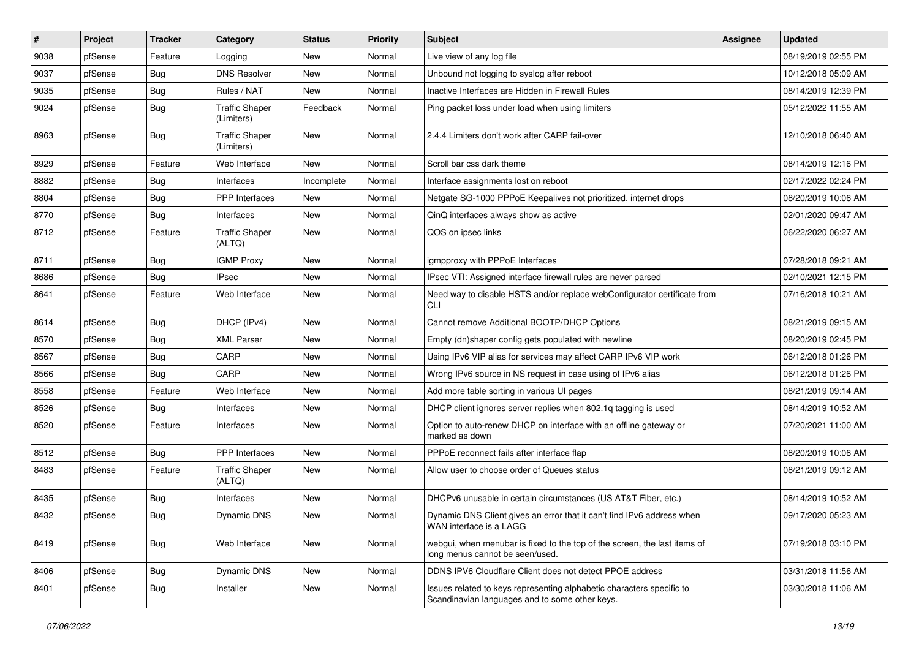| # | Project | Tracker | Category | Status | Priority | Subject | Assignee | Updated |
|---|---|---|---|---|---|---|---|---|
| 9038 | pfSense | Feature | Logging | New | Normal | Live view of any log file | | 08/19/2019 02:55 PM |
| 9037 | pfSense | Bug | DNS Resolver | New | Normal | Unbound not logging to syslog after reboot | | 10/12/2018 05:09 AM |
| 9035 | pfSense | Bug | Rules / NAT | New | Normal | Inactive Interfaces are Hidden in Firewall Rules | | 08/14/2019 12:39 PM |
| 9024 | pfSense | Bug | Traffic Shaper (Limiters) | Feedback | Normal | Ping packet loss under load when using limiters | | 05/12/2022 11:55 AM |
| 8963 | pfSense | Bug | Traffic Shaper (Limiters) | New | Normal | 2.4.4 Limiters don't work after CARP fail-over | | 12/10/2018 06:40 AM |
| 8929 | pfSense | Feature | Web Interface | New | Normal | Scroll bar css dark theme | | 08/14/2019 12:16 PM |
| 8882 | pfSense | Bug | Interfaces | Incomplete | Normal | Interface assignments lost on reboot | | 02/17/2022 02:24 PM |
| 8804 | pfSense | Bug | PPP Interfaces | New | Normal | Netgate SG-1000 PPPoE Keepalives not prioritized, internet drops | | 08/20/2019 10:06 AM |
| 8770 | pfSense | Bug | Interfaces | New | Normal | QinQ interfaces always show as active | | 02/01/2020 09:47 AM |
| 8712 | pfSense | Feature | Traffic Shaper (ALTQ) | New | Normal | QOS on ipsec links | | 06/22/2020 06:27 AM |
| 8711 | pfSense | Bug | IGMP Proxy | New | Normal | igmpproxy with PPPoE Interfaces | | 07/28/2018 09:21 AM |
| 8686 | pfSense | Bug | IPsec | New | Normal | IPsec VTI: Assigned interface firewall rules are never parsed | | 02/10/2021 12:15 PM |
| 8641 | pfSense | Feature | Web Interface | New | Normal | Need way to disable HSTS and/or replace webConfigurator certificate from CLI | | 07/16/2018 10:21 AM |
| 8614 | pfSense | Bug | DHCP (IPv4) | New | Normal | Cannot remove Additional BOOTP/DHCP Options | | 08/21/2019 09:15 AM |
| 8570 | pfSense | Bug | XML Parser | New | Normal | Empty (dn)shaper config gets populated with newline | | 08/20/2019 02:45 PM |
| 8567 | pfSense | Bug | CARP | New | Normal | Using IPv6 VIP alias for services may affect CARP IPv6 VIP work | | 06/12/2018 01:26 PM |
| 8566 | pfSense | Bug | CARP | New | Normal | Wrong IPv6 source in NS request in case using of IPv6 alias | | 06/12/2018 01:26 PM |
| 8558 | pfSense | Feature | Web Interface | New | Normal | Add more table sorting in various UI pages | | 08/21/2019 09:14 AM |
| 8526 | pfSense | Bug | Interfaces | New | Normal | DHCP client ignores server replies when 802.1q tagging is used | | 08/14/2019 10:52 AM |
| 8520 | pfSense | Feature | Interfaces | New | Normal | Option to auto-renew DHCP on interface with an offline gateway or marked as down | | 07/20/2021 11:00 AM |
| 8512 | pfSense | Bug | PPP Interfaces | New | Normal | PPPoE reconnect fails after interface flap | | 08/20/2019 10:06 AM |
| 8483 | pfSense | Feature | Traffic Shaper (ALTQ) | New | Normal | Allow user to choose order of Queues status | | 08/21/2019 09:12 AM |
| 8435 | pfSense | Bug | Interfaces | New | Normal | DHCPv6 unusable in certain circumstances (US AT&T Fiber, etc.) | | 08/14/2019 10:52 AM |
| 8432 | pfSense | Bug | Dynamic DNS | New | Normal | Dynamic DNS Client gives an error that it can't find IPv6 address when WAN interface is a LAGG | | 09/17/2020 05:23 AM |
| 8419 | pfSense | Bug | Web Interface | New | Normal | webgui, when menubar is fixed to the top of the screen, the last items of long menus cannot be seen/used. | | 07/19/2018 03:10 PM |
| 8406 | pfSense | Bug | Dynamic DNS | New | Normal | DDNS IPV6 Cloudflare Client does not detect PPOE address | | 03/31/2018 11:56 AM |
| 8401 | pfSense | Bug | Installer | New | Normal | Issues related to keys representing alphabetic characters specific to Scandinavian languages and to some other keys. | | 03/30/2018 11:06 AM |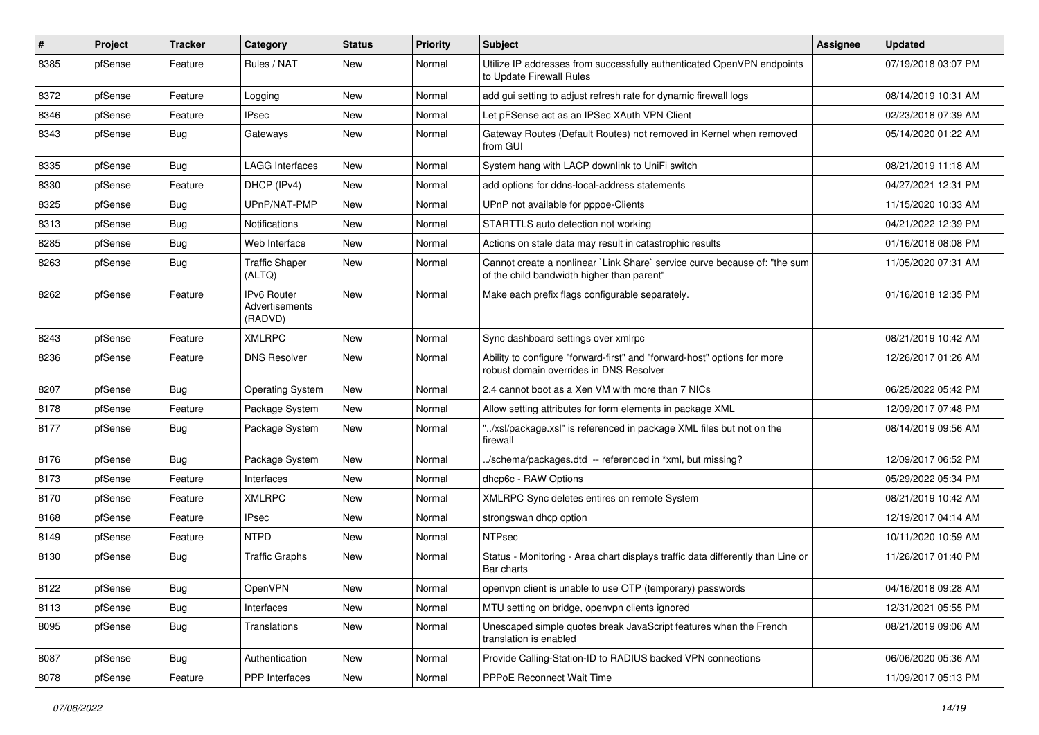| # | Project | Tracker | Category | Status | Priority | Subject | Assignee | Updated |
| --- | --- | --- | --- | --- | --- | --- | --- | --- |
| 8385 | pfSense | Feature | Rules / NAT | New | Normal | Utilize IP addresses from successfully authenticated OpenVPN endpoints to Update Firewall Rules | | 07/19/2018 03:07 PM |
| 8372 | pfSense | Feature | Logging | New | Normal | add gui setting to adjust refresh rate for dynamic firewall logs | | 08/14/2019 10:31 AM |
| 8346 | pfSense | Feature | IPsec | New | Normal | Let pFSense act as an IPSec XAuth VPN Client | | 02/23/2018 07:39 AM |
| 8343 | pfSense | Bug | Gateways | New | Normal | Gateway Routes (Default Routes) not removed in Kernel when removed from GUI | | 05/14/2020 01:22 AM |
| 8335 | pfSense | Bug | LAGG Interfaces | New | Normal | System hang with LACP downlink to UniFi switch | | 08/21/2019 11:18 AM |
| 8330 | pfSense | Feature | DHCP (IPv4) | New | Normal | add options for ddns-local-address statements | | 04/27/2021 12:31 PM |
| 8325 | pfSense | Bug | UPnP/NAT-PMP | New | Normal | UPnP not available for pppoe-Clients | | 11/15/2020 10:33 AM |
| 8313 | pfSense | Bug | Notifications | New | Normal | STARTTLS auto detection not working | | 04/21/2022 12:39 PM |
| 8285 | pfSense | Bug | Web Interface | New | Normal | Actions on stale data may result in catastrophic results | | 01/16/2018 08:08 PM |
| 8263 | pfSense | Bug | Traffic Shaper (ALTQ) | New | Normal | Cannot create a nonlinear `Link Share` service curve because of: "the sum of the child bandwidth higher than parent" | | 11/05/2020 07:31 AM |
| 8262 | pfSense | Feature | IPv6 Router Advertisements (RADVD) | New | Normal | Make each prefix flags configurable separately. | | 01/16/2018 12:35 PM |
| 8243 | pfSense | Feature | XMLRPC | New | Normal | Sync dashboard settings over xmlrpc | | 08/21/2019 10:42 AM |
| 8236 | pfSense | Feature | DNS Resolver | New | Normal | Ability to configure "forward-first" and "forward-host" options for more robust domain overrides in DNS Resolver | | 12/26/2017 01:26 AM |
| 8207 | pfSense | Bug | Operating System | New | Normal | 2.4 cannot boot as a Xen VM with more than 7 NICs | | 06/25/2022 05:42 PM |
| 8178 | pfSense | Feature | Package System | New | Normal | Allow setting attributes for form elements in package XML | | 12/09/2017 07:48 PM |
| 8177 | pfSense | Bug | Package System | New | Normal | "../xsl/package.xsl" is referenced in package XML files but not on the firewall | | 08/14/2019 09:56 AM |
| 8176 | pfSense | Bug | Package System | New | Normal | ../schema/packages.dtd -- referenced in *xml, but missing? | | 12/09/2017 06:52 PM |
| 8173 | pfSense | Feature | Interfaces | New | Normal | dhcp6c - RAW Options | | 05/29/2022 05:34 PM |
| 8170 | pfSense | Feature | XMLRPC | New | Normal | XMLRPC Sync deletes entires on remote System | | 08/21/2019 10:42 AM |
| 8168 | pfSense | Feature | IPsec | New | Normal | strongswan dhcp option | | 12/19/2017 04:14 AM |
| 8149 | pfSense | Feature | NTPD | New | Normal | NTPsec | | 10/11/2020 10:59 AM |
| 8130 | pfSense | Bug | Traffic Graphs | New | Normal | Status - Monitoring - Area chart displays traffic data differently than Line or Bar charts | | 11/26/2017 01:40 PM |
| 8122 | pfSense | Bug | OpenVPN | New | Normal | openvpn client is unable to use OTP (temporary) passwords | | 04/16/2018 09:28 AM |
| 8113 | pfSense | Bug | Interfaces | New | Normal | MTU setting on bridge, openvpn clients ignored | | 12/31/2021 05:55 PM |
| 8095 | pfSense | Bug | Translations | New | Normal | Unescaped simple quotes break JavaScript features when the French translation is enabled | | 08/21/2019 09:06 AM |
| 8087 | pfSense | Bug | Authentication | New | Normal | Provide Calling-Station-ID to RADIUS backed VPN connections | | 06/06/2020 05:36 AM |
| 8078 | pfSense | Feature | PPP Interfaces | New | Normal | PPPoE Reconnect Wait Time | | 11/09/2017 05:13 PM |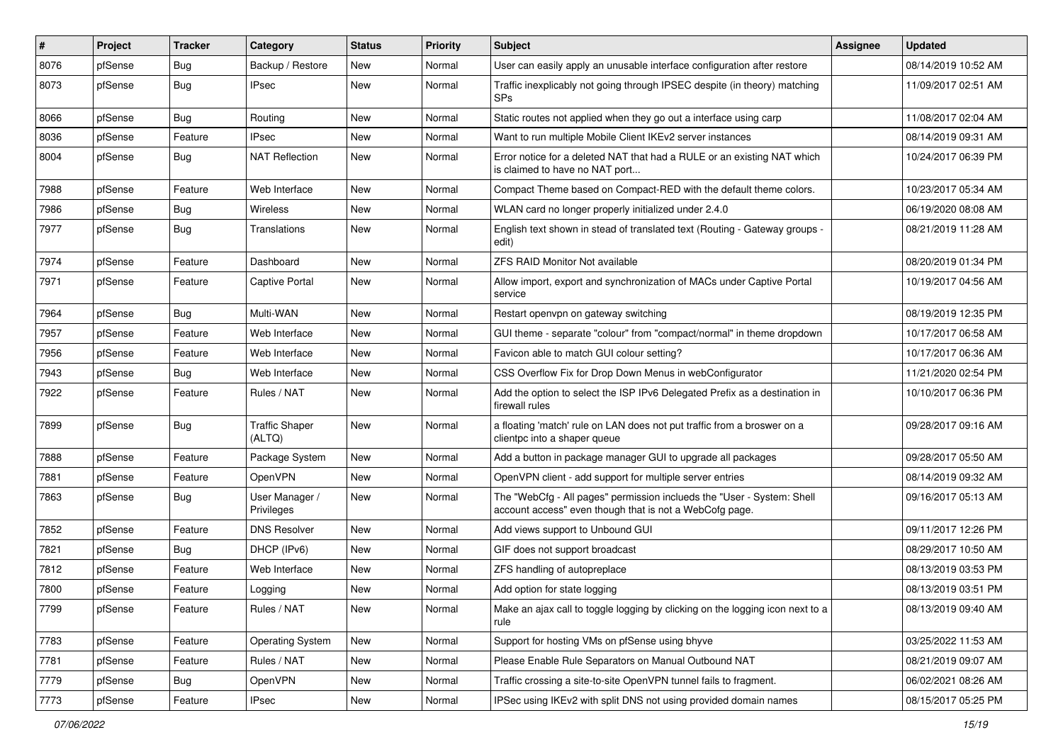| # | Project | Tracker | Category | Status | Priority | Subject | Assignee | Updated |
|---|---|---|---|---|---|---|---|---|
| 8076 | pfSense | Bug | Backup / Restore | New | Normal | User can easily apply an unusable interface configuration after restore | | 08/14/2019 10:52 AM |
| 8073 | pfSense | Bug | IPsec | New | Normal | Traffic inexplicably not going through IPSEC despite (in theory) matching SPs | | 11/09/2017 02:51 AM |
| 8066 | pfSense | Bug | Routing | New | Normal | Static routes not applied when they go out a interface using carp | | 11/08/2017 02:04 AM |
| 8036 | pfSense | Feature | IPsec | New | Normal | Want to run multiple Mobile Client IKEv2 server instances | | 08/14/2019 09:31 AM |
| 8004 | pfSense | Bug | NAT Reflection | New | Normal | Error notice for a deleted NAT that had a RULE or an existing NAT which is claimed to have no NAT port... | | 10/24/2017 06:39 PM |
| 7988 | pfSense | Feature | Web Interface | New | Normal | Compact Theme based on Compact-RED with the default theme colors. | | 10/23/2017 05:34 AM |
| 7986 | pfSense | Bug | Wireless | New | Normal | WLAN card no longer properly initialized under 2.4.0 | | 06/19/2020 08:08 AM |
| 7977 | pfSense | Bug | Translations | New | Normal | English text shown in stead of translated text (Routing - Gateway groups - edit) | | 08/21/2019 11:28 AM |
| 7974 | pfSense | Feature | Dashboard | New | Normal | ZFS RAID Monitor Not available | | 08/20/2019 01:34 PM |
| 7971 | pfSense | Feature | Captive Portal | New | Normal | Allow import, export and synchronization of MACs under Captive Portal service | | 10/19/2017 04:56 AM |
| 7964 | pfSense | Bug | Multi-WAN | New | Normal | Restart openvpn on gateway switching | | 08/19/2019 12:35 PM |
| 7957 | pfSense | Feature | Web Interface | New | Normal | GUI theme - separate "colour" from "compact/normal" in theme dropdown | | 10/17/2017 06:58 AM |
| 7956 | pfSense | Feature | Web Interface | New | Normal | Favicon able to match GUI colour setting? | | 10/17/2017 06:36 AM |
| 7943 | pfSense | Bug | Web Interface | New | Normal | CSS Overflow Fix for Drop Down Menus in webConfigurator | | 11/21/2020 02:54 PM |
| 7922 | pfSense | Feature | Rules / NAT | New | Normal | Add the option to select the ISP IPv6 Delegated Prefix as a destination in firewall rules | | 10/10/2017 06:36 PM |
| 7899 | pfSense | Bug | Traffic Shaper (ALTQ) | New | Normal | a floating 'match' rule on LAN does not put traffic from a broswer on a clientpc into a shaper queue | | 09/28/2017 09:16 AM |
| 7888 | pfSense | Feature | Package System | New | Normal | Add a button in package manager GUI to upgrade all packages | | 09/28/2017 05:50 AM |
| 7881 | pfSense | Feature | OpenVPN | New | Normal | OpenVPN client - add support for multiple server entries | | 08/14/2019 09:32 AM |
| 7863 | pfSense | Bug | User Manager / Privileges | New | Normal | The "WebCfg - All pages" permission inclueds the "User - System: Shell account access" even though that is not a WebCofg page. | | 09/16/2017 05:13 AM |
| 7852 | pfSense | Feature | DNS Resolver | New | Normal | Add views support to Unbound GUI | | 09/11/2017 12:26 PM |
| 7821 | pfSense | Bug | DHCP (IPv6) | New | Normal | GIF does not support broadcast | | 08/29/2017 10:50 AM |
| 7812 | pfSense | Feature | Web Interface | New | Normal | ZFS handling of autopreplace | | 08/13/2019 03:53 PM |
| 7800 | pfSense | Feature | Logging | New | Normal | Add option for state logging | | 08/13/2019 03:51 PM |
| 7799 | pfSense | Feature | Rules / NAT | New | Normal | Make an ajax call to toggle logging by clicking on the logging icon next to a rule | | 08/13/2019 09:40 AM |
| 7783 | pfSense | Feature | Operating System | New | Normal | Support for hosting VMs on pfSense using bhyve | | 03/25/2022 11:53 AM |
| 7781 | pfSense | Feature | Rules / NAT | New | Normal | Please Enable Rule Separators on Manual Outbound NAT | | 08/21/2019 09:07 AM |
| 7779 | pfSense | Bug | OpenVPN | New | Normal | Traffic crossing a site-to-site OpenVPN tunnel fails to fragment. | | 06/02/2021 08:26 AM |
| 7773 | pfSense | Feature | IPsec | New | Normal | IPSec using IKEv2 with split DNS not using provided domain names | | 08/15/2017 05:25 PM |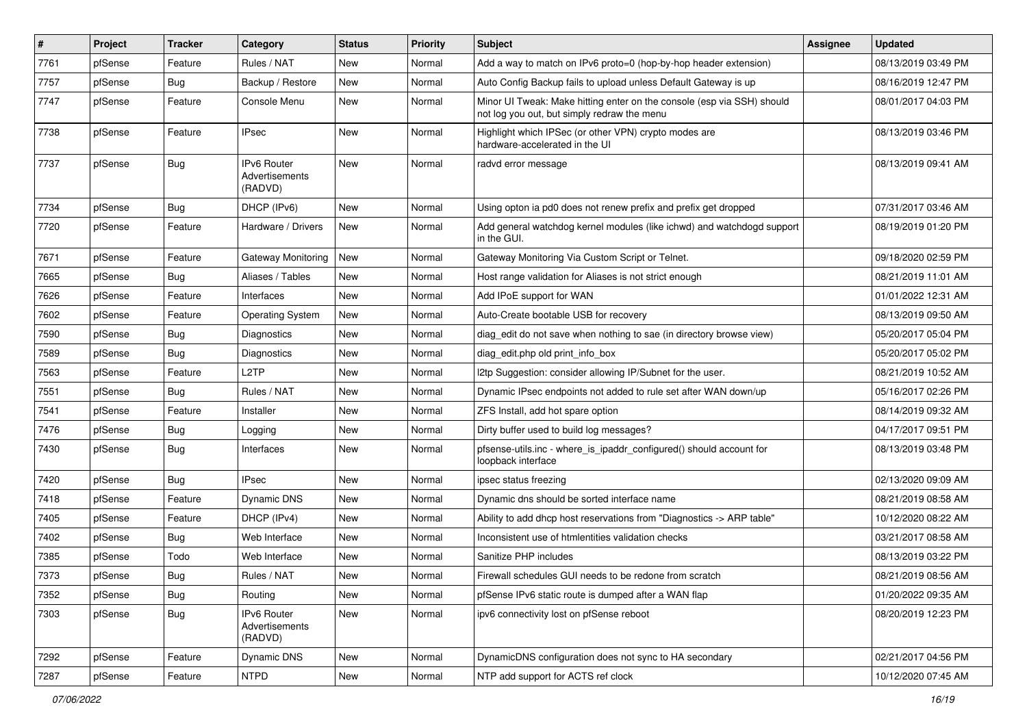| # | Project | Tracker | Category | Status | Priority | Subject | Assignee | Updated |
|---|---|---|---|---|---|---|---|---|
| 7761 | pfSense | Feature | Rules / NAT | New | Normal | Add a way to match on IPv6 proto=0 (hop-by-hop header extension) | | 08/13/2019 03:49 PM |
| 7757 | pfSense | Bug | Backup / Restore | New | Normal | Auto Config Backup fails to upload unless Default Gateway is up | | 08/16/2019 12:47 PM |
| 7747 | pfSense | Feature | Console Menu | New | Normal | Minor UI Tweak: Make hitting enter on the console (esp via SSH) should not log you out, but simply redraw the menu | | 08/01/2017 04:03 PM |
| 7738 | pfSense | Feature | IPsec | New | Normal | Highlight which IPSec (or other VPN) crypto modes are hardware-accelerated in the UI | | 08/13/2019 03:46 PM |
| 7737 | pfSense | Bug | IPv6 Router Advertisements (RADVD) | New | Normal | radvd error message | | 08/13/2019 09:41 AM |
| 7734 | pfSense | Bug | DHCP (IPv6) | New | Normal | Using opton ia pd0 does not renew prefix and prefix get dropped | | 07/31/2017 03:46 AM |
| 7720 | pfSense | Feature | Hardware / Drivers | New | Normal | Add general watchdog kernel modules (like ichwd) and watchdogd support in the GUI. | | 08/19/2019 01:20 PM |
| 7671 | pfSense | Feature | Gateway Monitoring | New | Normal | Gateway Monitoring Via Custom Script or Telnet. | | 09/18/2020 02:59 PM |
| 7665 | pfSense | Bug | Aliases / Tables | New | Normal | Host range validation for Aliases is not strict enough | | 08/21/2019 11:01 AM |
| 7626 | pfSense | Feature | Interfaces | New | Normal | Add IPoE support for WAN | | 01/01/2022 12:31 AM |
| 7602 | pfSense | Feature | Operating System | New | Normal | Auto-Create bootable USB for recovery | | 08/13/2019 09:50 AM |
| 7590 | pfSense | Bug | Diagnostics | New | Normal | diag_edit do not save when nothing to sae (in directory browse view) | | 05/20/2017 05:04 PM |
| 7589 | pfSense | Bug | Diagnostics | New | Normal | diag_edit.php old print_info_box | | 05/20/2017 05:02 PM |
| 7563 | pfSense | Feature | L2TP | New | Normal | l2tp Suggestion: consider allowing IP/Subnet for the user. | | 08/21/2019 10:52 AM |
| 7551 | pfSense | Bug | Rules / NAT | New | Normal | Dynamic IPsec endpoints not added to rule set after WAN down/up | | 05/16/2017 02:26 PM |
| 7541 | pfSense | Feature | Installer | New | Normal | ZFS Install, add hot spare option | | 08/14/2019 09:32 AM |
| 7476 | pfSense | Bug | Logging | New | Normal | Dirty buffer used to build log messages? | | 04/17/2017 09:51 PM |
| 7430 | pfSense | Bug | Interfaces | New | Normal | pfsense-utils.inc - where_is_ipaddr_configured() should account for loopback interface | | 08/13/2019 03:48 PM |
| 7420 | pfSense | Bug | IPsec | New | Normal | ipsec status freezing | | 02/13/2020 09:09 AM |
| 7418 | pfSense | Feature | Dynamic DNS | New | Normal | Dynamic dns should be sorted interface name | | 08/21/2019 08:58 AM |
| 7405 | pfSense | Feature | DHCP (IPv4) | New | Normal | Ability to add dhcp host reservations from "Diagnostics -> ARP table" | | 10/12/2020 08:22 AM |
| 7402 | pfSense | Bug | Web Interface | New | Normal | Inconsistent use of htmlentities validation checks | | 03/21/2017 08:58 AM |
| 7385 | pfSense | Todo | Web Interface | New | Normal | Sanitize PHP includes | | 08/13/2019 03:22 PM |
| 7373 | pfSense | Bug | Rules / NAT | New | Normal | Firewall schedules GUI needs to be redone from scratch | | 08/21/2019 08:56 AM |
| 7352 | pfSense | Bug | Routing | New | Normal | pfSense IPv6 static route is dumped after a WAN flap | | 01/20/2022 09:35 AM |
| 7303 | pfSense | Bug | IPv6 Router Advertisements (RADVD) | New | Normal | ipv6 connectivity lost on pfSense reboot | | 08/20/2019 12:23 PM |
| 7292 | pfSense | Feature | Dynamic DNS | New | Normal | DynamicDNS configuration does not sync to HA secondary | | 02/21/2017 04:56 PM |
| 7287 | pfSense | Feature | NTPD | New | Normal | NTP add support for ACTS ref clock | | 10/12/2020 07:45 AM |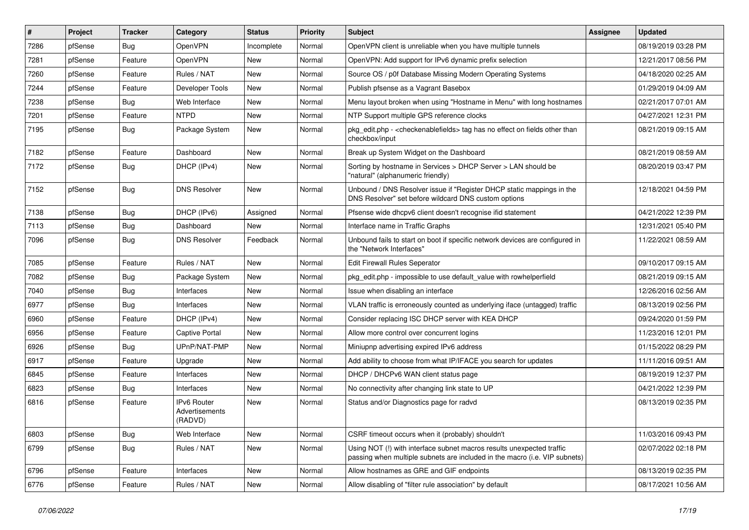| # | Project | Tracker | Category | Status | Priority | Subject | Assignee | Updated |
|---|---|---|---|---|---|---|---|---|
| 7286 | pfSense | Bug | OpenVPN | Incomplete | Normal | OpenVPN client is unreliable when you have multiple tunnels | | 08/19/2019 03:28 PM |
| 7281 | pfSense | Feature | OpenVPN | New | Normal | OpenVPN: Add support for IPv6 dynamic prefix selection | | 12/21/2017 08:56 PM |
| 7260 | pfSense | Feature | Rules / NAT | New | Normal | Source OS / p0f Database Missing Modern Operating Systems | | 04/18/2020 02:25 AM |
| 7244 | pfSense | Feature | Developer Tools | New | Normal | Publish pfsense as a Vagrant Basebox | | 01/29/2019 04:09 AM |
| 7238 | pfSense | Bug | Web Interface | New | Normal | Menu layout broken when using "Hostname in Menu" with long hostnames | | 02/21/2017 07:01 AM |
| 7201 | pfSense | Feature | NTPD | New | Normal | NTP Support multiple GPS reference clocks | | 04/27/2021 12:31 PM |
| 7195 | pfSense | Bug | Package System | New | Normal | pkg_edit.php - <checkenablefields> tag has no effect on fields other than checkbox/input | | 08/21/2019 09:15 AM |
| 7182 | pfSense | Feature | Dashboard | New | Normal | Break up System Widget on the Dashboard | | 08/21/2019 08:59 AM |
| 7172 | pfSense | Bug | DHCP (IPv4) | New | Normal | Sorting by hostname in Services > DHCP Server > LAN should be "natural" (alphanumeric friendly) | | 08/20/2019 03:47 PM |
| 7152 | pfSense | Bug | DNS Resolver | New | Normal | Unbound / DNS Resolver issue if "Register DHCP static mappings in the DNS Resolver" set before wildcard DNS custom options | | 12/18/2021 04:59 PM |
| 7138 | pfSense | Bug | DHCP (IPv6) | Assigned | Normal | Pfsense wide dhcpv6 client doesn't recognise ifid statement | | 04/21/2022 12:39 PM |
| 7113 | pfSense | Bug | Dashboard | New | Normal | Interface name in Traffic Graphs | | 12/31/2021 05:40 PM |
| 7096 | pfSense | Bug | DNS Resolver | Feedback | Normal | Unbound fails to start on boot if specific network devices are configured in the "Network Interfaces" | | 11/22/2021 08:59 AM |
| 7085 | pfSense | Feature | Rules / NAT | New | Normal | Edit Firewall Rules Seperator | | 09/10/2017 09:15 AM |
| 7082 | pfSense | Bug | Package System | New | Normal | pkg_edit.php - impossible to use default_value with rowhelperfield | | 08/21/2019 09:15 AM |
| 7040 | pfSense | Bug | Interfaces | New | Normal | Issue when disabling an interface | | 12/26/2016 02:56 AM |
| 6977 | pfSense | Bug | Interfaces | New | Normal | VLAN traffic is erroneously counted as underlying iface (untagged) traffic | | 08/13/2019 02:56 PM |
| 6960 | pfSense | Feature | DHCP (IPv4) | New | Normal | Consider replacing ISC DHCP server with KEA DHCP | | 09/24/2020 01:59 PM |
| 6956 | pfSense | Feature | Captive Portal | New | Normal | Allow more control over concurrent logins | | 11/23/2016 12:01 PM |
| 6926 | pfSense | Bug | UPnP/NAT-PMP | New | Normal | Miniupnp advertising expired IPv6 address | | 01/15/2022 08:29 PM |
| 6917 | pfSense | Feature | Upgrade | New | Normal | Add ability to choose from what IP/IFACE you search for updates | | 11/11/2016 09:51 AM |
| 6845 | pfSense | Feature | Interfaces | New | Normal | DHCP / DHCPv6 WAN client status page | | 08/19/2019 12:37 PM |
| 6823 | pfSense | Bug | Interfaces | New | Normal | No connectivity after changing link state to UP | | 04/21/2022 12:39 PM |
| 6816 | pfSense | Feature | IPv6 Router Advertisements (RADVD) | New | Normal | Status and/or Diagnostics page for radvd | | 08/13/2019 02:35 PM |
| 6803 | pfSense | Bug | Web Interface | New | Normal | CSRF timeout occurs when it (probably) shouldn't | | 11/03/2016 09:43 PM |
| 6799 | pfSense | Bug | Rules / NAT | New | Normal | Using NOT (!) with interface subnet macros results unexpected traffic passing when multiple subnets are included in the macro (i.e. VIP subnets) | | 02/07/2022 02:18 PM |
| 6796 | pfSense | Feature | Interfaces | New | Normal | Allow hostnames as GRE and GIF endpoints | | 08/13/2019 02:35 PM |
| 6776 | pfSense | Feature | Rules / NAT | New | Normal | Allow disabling of "filter rule association" by default | | 08/17/2021 10:56 AM |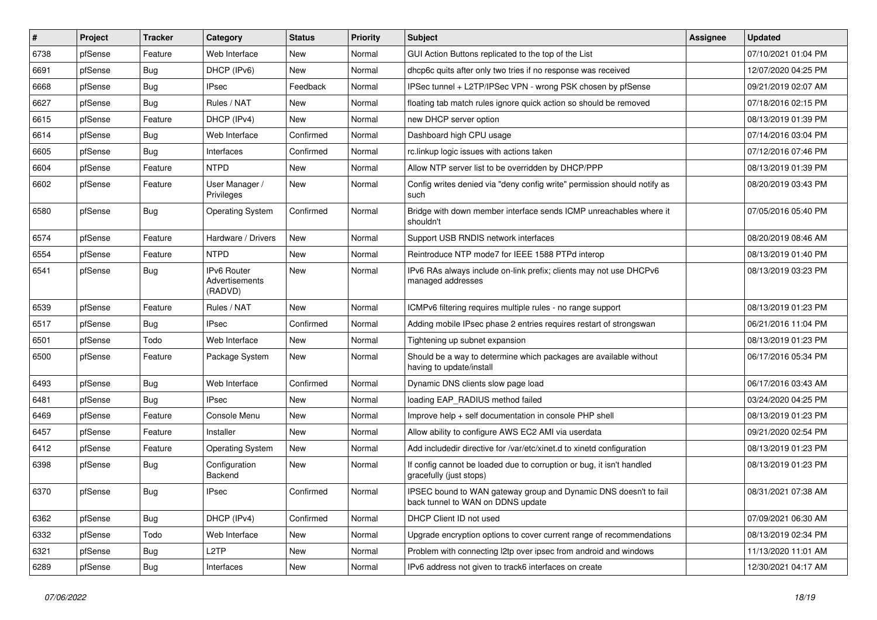| # | Project | Tracker | Category | Status | Priority | Subject | Assignee | Updated |
|---|---|---|---|---|---|---|---|---|
| 6738 | pfSense | Feature | Web Interface | New | Normal | GUI Action Buttons replicated to the top of the List | | 07/10/2021 01:04 PM |
| 6691 | pfSense | Bug | DHCP (IPv6) | New | Normal | dhcp6c quits after only two tries if no response was received | | 12/07/2020 04:25 PM |
| 6668 | pfSense | Bug | IPsec | Feedback | Normal | IPSec tunnel + L2TP/IPSec VPN - wrong PSK chosen by pfSense | | 09/21/2019 02:07 AM |
| 6627 | pfSense | Bug | Rules / NAT | New | Normal | floating tab match rules ignore quick action so should be removed | | 07/18/2016 02:15 PM |
| 6615 | pfSense | Feature | DHCP (IPv4) | New | Normal | new DHCP server option | | 08/13/2019 01:39 PM |
| 6614 | pfSense | Bug | Web Interface | Confirmed | Normal | Dashboard high CPU usage | | 07/14/2016 03:04 PM |
| 6605 | pfSense | Bug | Interfaces | Confirmed | Normal | rc.linkup logic issues with actions taken | | 07/12/2016 07:46 PM |
| 6604 | pfSense | Feature | NTPD | New | Normal | Allow NTP server list to be overridden by DHCP/PPP | | 08/13/2019 01:39 PM |
| 6602 | pfSense | Feature | User Manager / Privileges | New | Normal | Config writes denied via "deny config write" permission should notify as such | | 08/20/2019 03:43 PM |
| 6580 | pfSense | Bug | Operating System | Confirmed | Normal | Bridge with down member interface sends ICMP unreachables where it shouldn't | | 07/05/2016 05:40 PM |
| 6574 | pfSense | Feature | Hardware / Drivers | New | Normal | Support USB RNDIS network interfaces | | 08/20/2019 08:46 AM |
| 6554 | pfSense | Feature | NTPD | New | Normal | Reintroduce NTP mode7 for IEEE 1588 PTPd interop | | 08/13/2019 01:40 PM |
| 6541 | pfSense | Bug | IPv6 Router Advertisements (RADVD) | New | Normal | IPv6 RAs always include on-link prefix; clients may not use DHCPv6 managed addresses | | 08/13/2019 03:23 PM |
| 6539 | pfSense | Feature | Rules / NAT | New | Normal | ICMPv6 filtering requires multiple rules - no range support | | 08/13/2019 01:23 PM |
| 6517 | pfSense | Bug | IPsec | Confirmed | Normal | Adding mobile IPsec phase 2 entries requires restart of strongswan | | 06/21/2016 11:04 PM |
| 6501 | pfSense | Todo | Web Interface | New | Normal | Tightening up subnet expansion | | 08/13/2019 01:23 PM |
| 6500 | pfSense | Feature | Package System | New | Normal | Should be a way to determine which packages are available without having to update/install | | 06/17/2016 05:34 PM |
| 6493 | pfSense | Bug | Web Interface | Confirmed | Normal | Dynamic DNS clients slow page load | | 06/17/2016 03:43 AM |
| 6481 | pfSense | Bug | IPsec | New | Normal | loading EAP_RADIUS method failed | | 03/24/2020 04:25 PM |
| 6469 | pfSense | Feature | Console Menu | New | Normal | Improve help + self documentation in console PHP shell | | 08/13/2019 01:23 PM |
| 6457 | pfSense | Feature | Installer | New | Normal | Allow ability to configure AWS EC2 AMI via userdata | | 09/21/2020 02:54 PM |
| 6412 | pfSense | Feature | Operating System | New | Normal | Add includedir directive for /var/etc/xinet.d to xinetd configuration | | 08/13/2019 01:23 PM |
| 6398 | pfSense | Bug | Configuration Backend | New | Normal | If config cannot be loaded due to corruption or bug, it isn't handled gracefully (just stops) | | 08/13/2019 01:23 PM |
| 6370 | pfSense | Bug | IPsec | Confirmed | Normal | IPSEC bound to WAN gateway group and Dynamic DNS doesn't to fail back tunnel to WAN on DDNS update | | 08/31/2021 07:38 AM |
| 6362 | pfSense | Bug | DHCP (IPv4) | Confirmed | Normal | DHCP Client ID not used | | 07/09/2021 06:30 AM |
| 6332 | pfSense | Todo | Web Interface | New | Normal | Upgrade encryption options to cover current range of recommendations | | 08/13/2019 02:34 PM |
| 6321 | pfSense | Bug | L2TP | New | Normal | Problem with connecting l2tp over ipsec from android and windows | | 11/13/2020 11:01 AM |
| 6289 | pfSense | Bug | Interfaces | New | Normal | IPv6 address not given to track6 interfaces on create | | 12/30/2021 04:17 AM |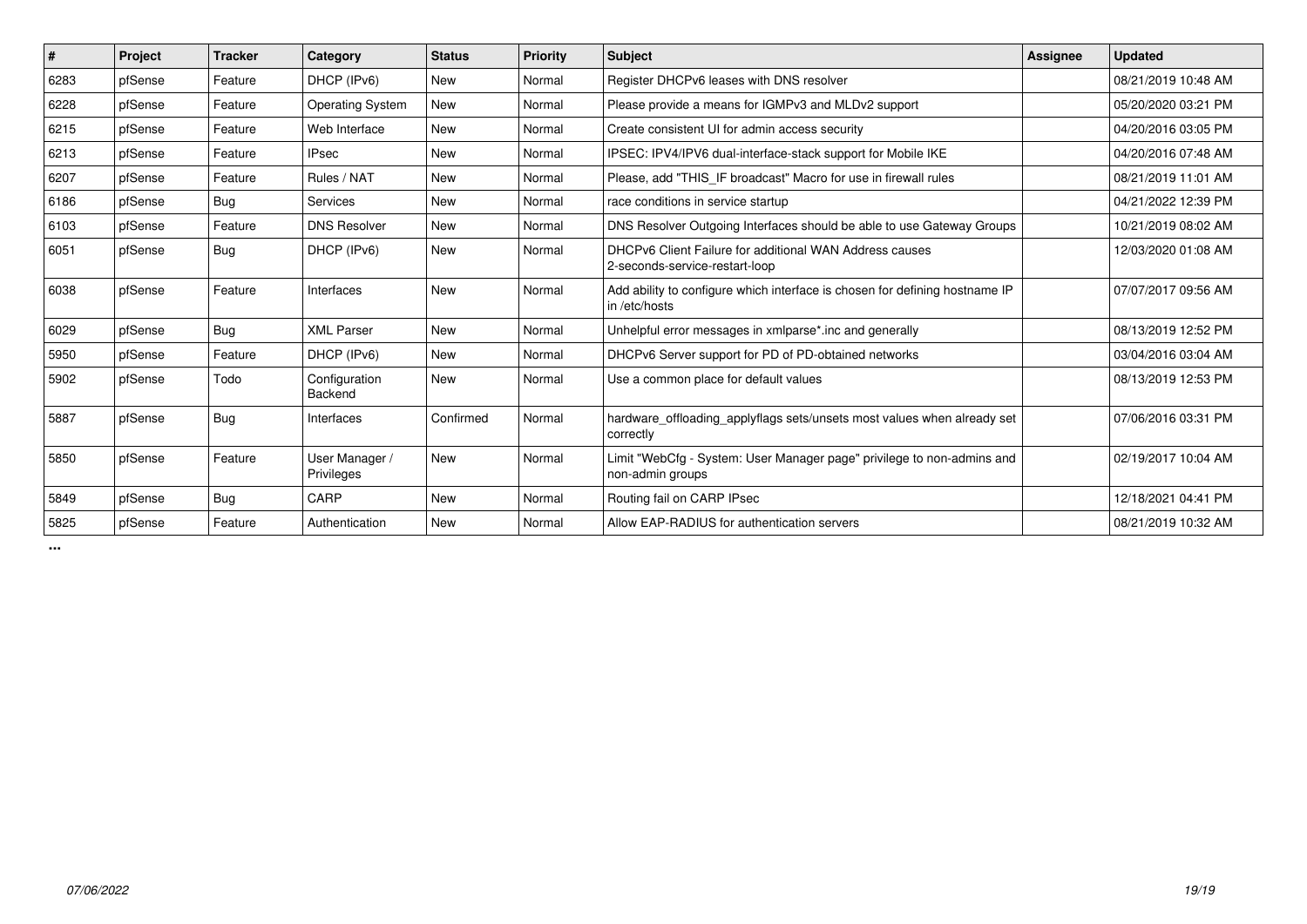| # | Project | Tracker | Category | Status | Priority | Subject | Assignee | Updated |
|---|---|---|---|---|---|---|---|---|
| 6283 | pfSense | Feature | DHCP (IPv6) | New | Normal | Register DHCPv6 leases with DNS resolver | | 08/21/2019 10:48 AM |
| 6228 | pfSense | Feature | Operating System | New | Normal | Please provide a means for IGMPv3 and MLDv2 support | | 05/20/2020 03:21 PM |
| 6215 | pfSense | Feature | Web Interface | New | Normal | Create consistent UI for admin access security | | 04/20/2016 03:05 PM |
| 6213 | pfSense | Feature | IPsec | New | Normal | IPSEC: IPV4/IPV6 dual-interface-stack support for Mobile IKE | | 04/20/2016 07:48 AM |
| 6207 | pfSense | Feature | Rules / NAT | New | Normal | Please, add "THIS_IF broadcast" Macro for use in firewall rules | | 08/21/2019 11:01 AM |
| 6186 | pfSense | Bug | Services | New | Normal | race conditions in service startup | | 04/21/2022 12:39 PM |
| 6103 | pfSense | Feature | DNS Resolver | New | Normal | DNS Resolver Outgoing Interfaces should be able to use Gateway Groups | | 10/21/2019 08:02 AM |
| 6051 | pfSense | Bug | DHCP (IPv6) | New | Normal | DHCPv6 Client Failure for additional WAN Address causes 2-seconds-service-restart-loop | | 12/03/2020 01:08 AM |
| 6038 | pfSense | Feature | Interfaces | New | Normal | Add ability to configure which interface is chosen for defining hostname IP in /etc/hosts | | 07/07/2017 09:56 AM |
| 6029 | pfSense | Bug | XML Parser | New | Normal | Unhelpful error messages in xmlparse*.inc and generally | | 08/13/2019 12:52 PM |
| 5950 | pfSense | Feature | DHCP (IPv6) | New | Normal | DHCPv6 Server support for PD of PD-obtained networks | | 03/04/2016 03:04 AM |
| 5902 | pfSense | Todo | Configuration Backend | New | Normal | Use a common place for default values | | 08/13/2019 12:53 PM |
| 5887 | pfSense | Bug | Interfaces | Confirmed | Normal | hardware_offloading_applyflags sets/unsets most values when already set correctly | | 07/06/2016 03:31 PM |
| 5850 | pfSense | Feature | User Manager / Privileges | New | Normal | Limit "WebCfg - System: User Manager page" privilege to non-admins and non-admin groups | | 02/19/2017 10:04 AM |
| 5849 | pfSense | Bug | CARP | New | Normal | Routing fail on CARP IPsec | | 12/18/2021 04:41 PM |
| 5825 | pfSense | Feature | Authentication | New | Normal | Allow EAP-RADIUS for authentication servers | | 08/21/2019 10:32 AM |

...